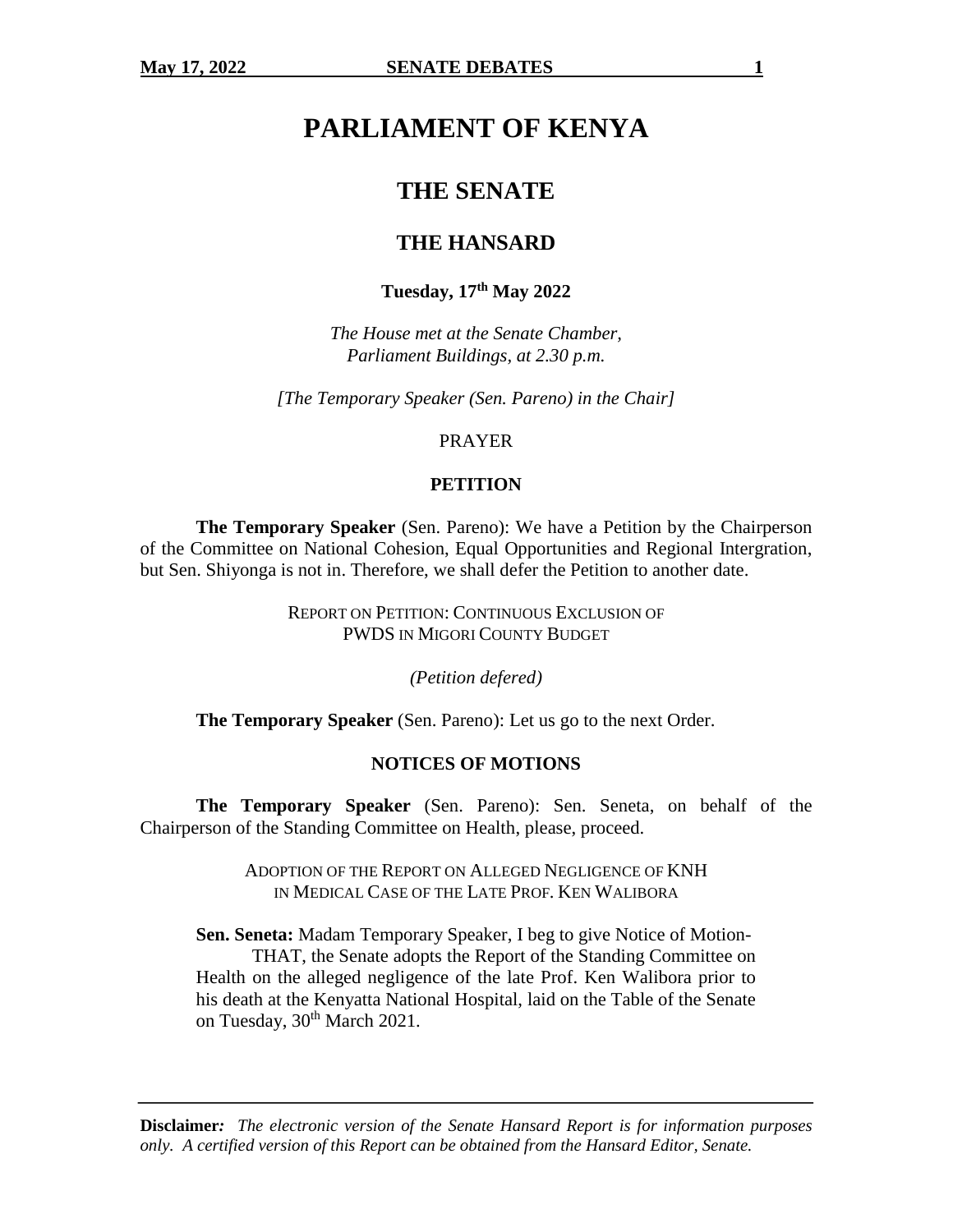# PARLIAMENT OF KENYA

## THE SENATE

## THE HANSARD

**Tuesday, 17th May 2022**

*The House met at the Senate Chamber,*
*Parliament Buildings, at 2.30 p.m.*

*[The Temporary Speaker (Sen. Pareno) in the Chair]*

PRAYER

### PETITION

**The Temporary Speaker** (Sen. Pareno): We have a Petition by the Chairperson of the Committee on National Cohesion, Equal Opportunities and Regional Intergration, but Sen. Shiyonga is not in. Therefore, we shall defer the Petition to another date.

REPORT ON PETITION: CONTINUOUS EXCLUSION OF PWDS IN MIGORI COUNTY BUDGET

*(Petition defered)*

**The Temporary Speaker** (Sen. Pareno): Let us go to the next Order.

### NOTICES OF MOTIONS

**The Temporary Speaker** (Sen. Pareno): Sen. Seneta, on behalf of the Chairperson of the Standing Committee on Health, please, proceed.

ADOPTION OF THE REPORT ON ALLEGED NEGLIGENCE OF KNH IN MEDICAL CASE OF THE LATE PROF. KEN WALIBORA

**Sen. Seneta:** Madam Temporary Speaker, I beg to give Notice of Motion-

THAT, the Senate adopts the Report of the Standing Committee on Health on the alleged negligence of the late Prof. Ken Walibora prior to his death at the Kenyatta National Hospital, laid on the Table of the Senate on Tuesday, 30th March 2021.

**Disclaimer:** *The electronic version of the Senate Hansard Report is for information purposes only. A certified version of this Report can be obtained from the Hansard Editor, Senate.*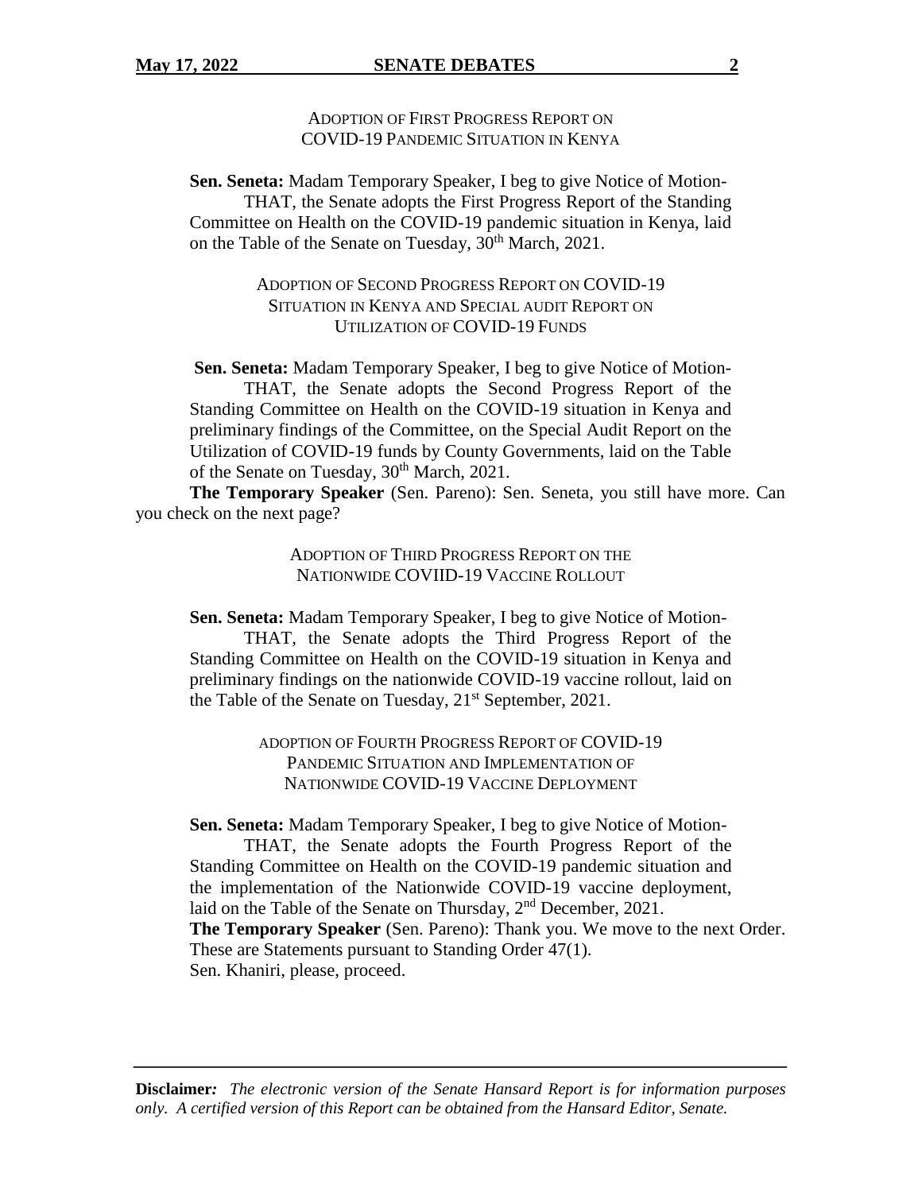ADOPTION OF FIRST PROGRESS REPORT ON COVID-19 PANDEMIC SITUATION IN KENYA

**Sen. Seneta:** Madam Temporary Speaker, I beg to give Notice of Motion-

THAT, the Senate adopts the First Progress Report of the Standing Committee on Health on the COVID-19 pandemic situation in Kenya, laid on the Table of the Senate on Tuesday, 30th March, 2021.

ADOPTION OF SECOND PROGRESS REPORT ON COVID-19 SITUATION IN KENYA AND SPECIAL AUDIT REPORT ON UTILIZATION OF COVID-19 FUNDS

**Sen. Seneta:** Madam Temporary Speaker, I beg to give Notice of Motion-

THAT, the Senate adopts the Second Progress Report of the Standing Committee on Health on the COVID-19 situation in Kenya and preliminary findings of the Committee, on the Special Audit Report on the Utilization of COVID-19 funds by County Governments, laid on the Table of the Senate on Tuesday, 30th March, 2021.

**The Temporary Speaker** (Sen. Pareno): Sen. Seneta, you still have more. Can you check on the next page?

ADOPTION OF THIRD PROGRESS REPORT ON THE NATIONWIDE COVIID-19 VACCINE ROLLOUT

**Sen. Seneta:** Madam Temporary Speaker, I beg to give Notice of Motion-

THAT, the Senate adopts the Third Progress Report of the Standing Committee on Health on the COVID-19 situation in Kenya and preliminary findings on the nationwide COVID-19 vaccine rollout, laid on the Table of the Senate on Tuesday, 21st September, 2021.

ADOPTION OF FOURTH PROGRESS REPORT OF COVID-19 PANDEMIC SITUATION AND IMPLEMENTATION OF NATIONWIDE COVID-19 VACCINE DEPLOYMENT

**Sen. Seneta:** Madam Temporary Speaker, I beg to give Notice of Motion-

THAT, the Senate adopts the Fourth Progress Report of the Standing Committee on Health on the COVID-19 pandemic situation and the implementation of the Nationwide COVID-19 vaccine deployment, laid on the Table of the Senate on Thursday, 2nd December, 2021.

**The Temporary Speaker** (Sen. Pareno): Thank you. We move to the next Order. These are Statements pursuant to Standing Order 47(1).

Sen. Khaniri, please, proceed.

**Disclaimer:** *The electronic version of the Senate Hansard Report is for information purposes only. A certified version of this Report can be obtained from the Hansard Editor, Senate.*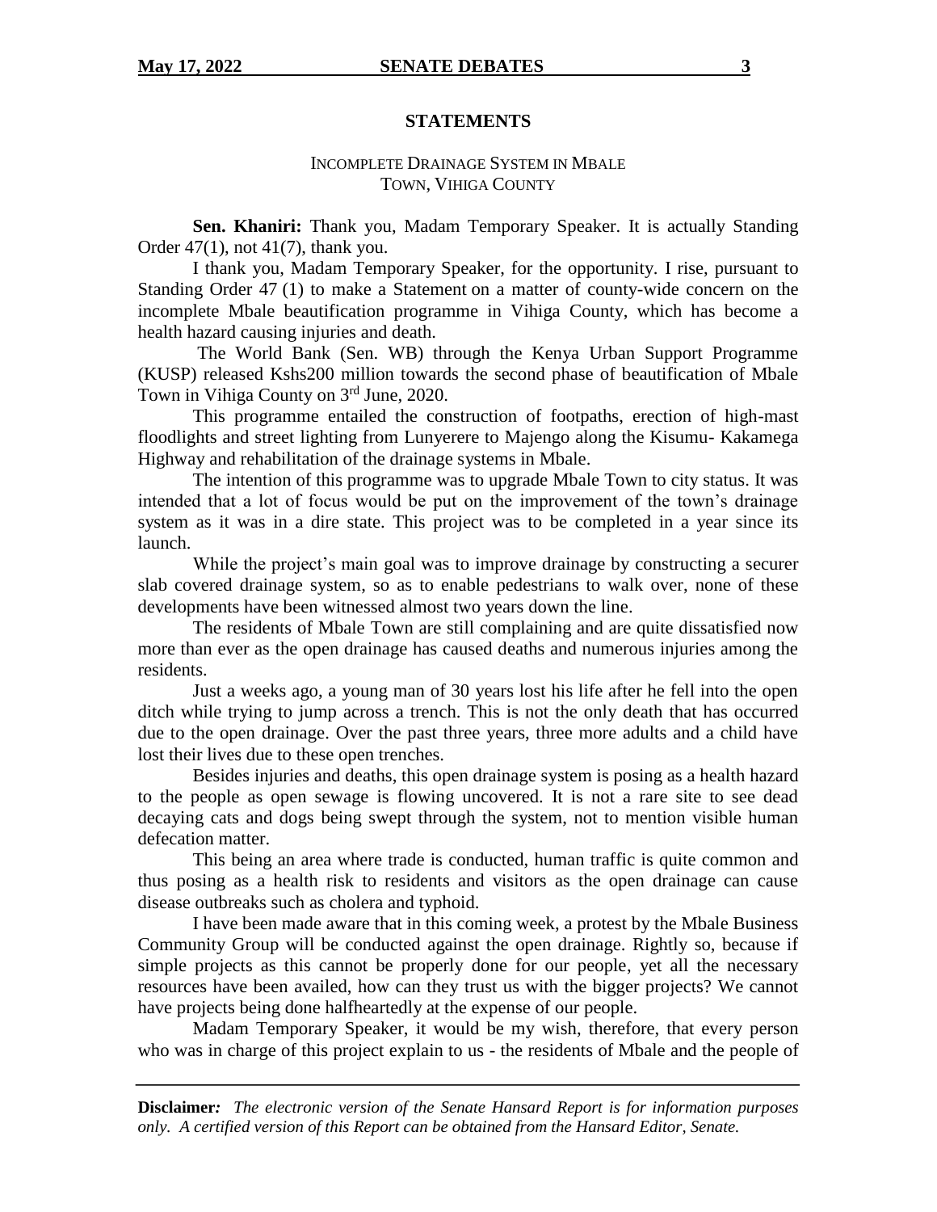## STATEMENTS

### INCOMPLETE DRAINAGE SYSTEM IN MBALE TOWN, VIHIGA COUNTY

**Sen. Khaniri:** Thank you, Madam Temporary Speaker. It is actually Standing Order 47(1), not 41(7), thank you.

I thank you, Madam Temporary Speaker, for the opportunity. I rise, pursuant to Standing Order 47 (1) to make a Statement on a matter of county-wide concern on the incomplete Mbale beautification programme in Vihiga County, which has become a health hazard causing injuries and death.

The World Bank (Sen. WB) through the Kenya Urban Support Programme (KUSP) released Kshs200 million towards the second phase of beautification of Mbale Town in Vihiga County on 3rd June, 2020.

This programme entailed the construction of footpaths, erection of high-mast floodlights and street lighting from Lunyerere to Majengo along the Kisumu- Kakamega Highway and rehabilitation of the drainage systems in Mbale.

The intention of this programme was to upgrade Mbale Town to city status. It was intended that a lot of focus would be put on the improvement of the town's drainage system as it was in a dire state. This project was to be completed in a year since its launch.

While the project's main goal was to improve drainage by constructing a securer slab covered drainage system, so as to enable pedestrians to walk over, none of these developments have been witnessed almost two years down the line.

The residents of Mbale Town are still complaining and are quite dissatisfied now more than ever as the open drainage has caused deaths and numerous injuries among the residents.

Just a weeks ago, a young man of 30 years lost his life after he fell into the open ditch while trying to jump across a trench. This is not the only death that has occurred due to the open drainage. Over the past three years, three more adults and a child have lost their lives due to these open trenches.

Besides injuries and deaths, this open drainage system is posing as a health hazard to the people as open sewage is flowing uncovered. It is not a rare site to see dead decaying cats and dogs being swept through the system, not to mention visible human defecation matter.

This being an area where trade is conducted, human traffic is quite common and thus posing as a health risk to residents and visitors as the open drainage can cause disease outbreaks such as cholera and typhoid.

I have been made aware that in this coming week, a protest by the Mbale Business Community Group will be conducted against the open drainage. Rightly so, because if simple projects as this cannot be properly done for our people, yet all the necessary resources have been availed, how can they trust us with the bigger projects? We cannot have projects being done halfheartedly at the expense of our people.

Madam Temporary Speaker, it would be my wish, therefore, that every person who was in charge of this project explain to us - the residents of Mbale and the people of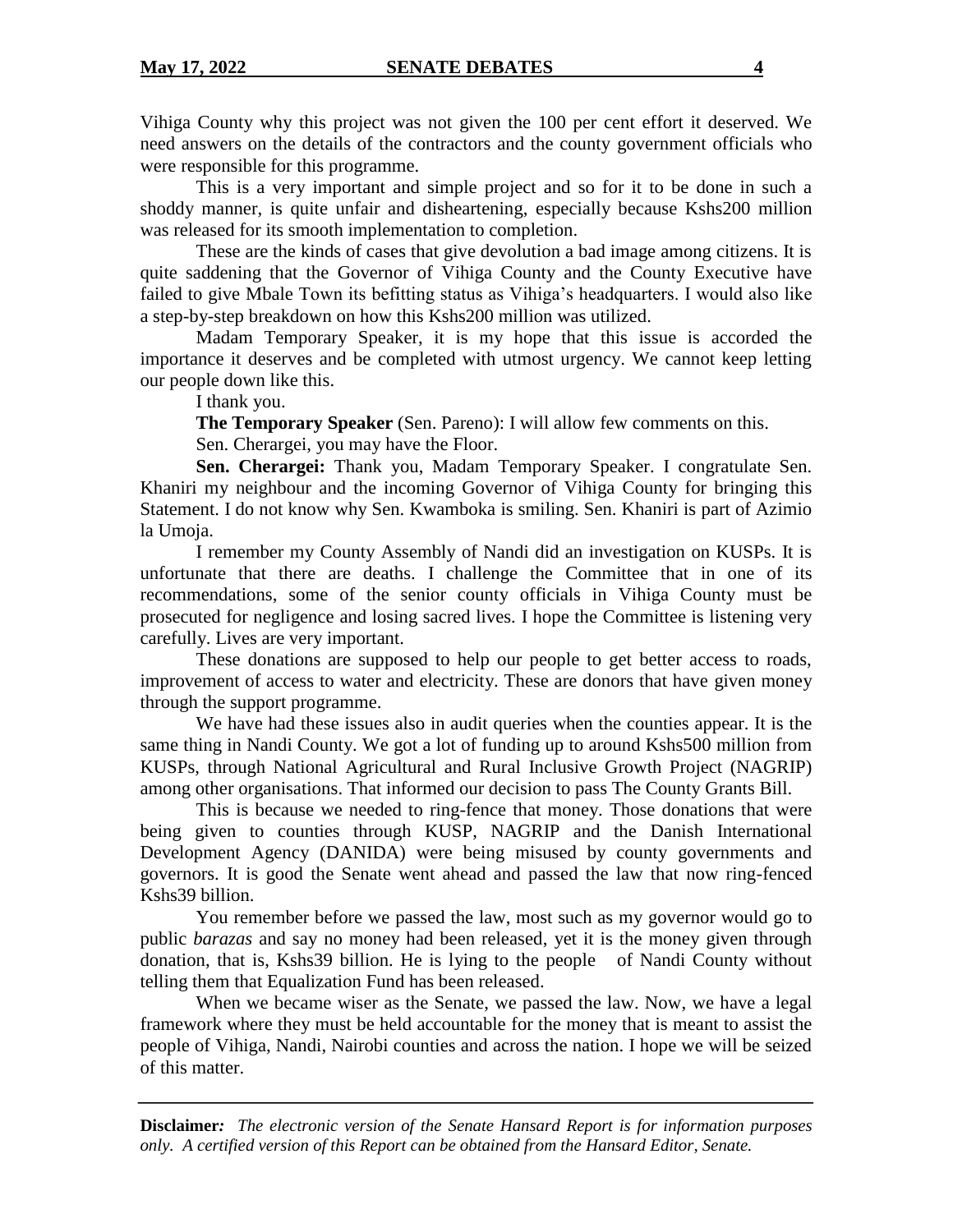Vihiga County why this project was not given the 100 per cent effort it deserved. We need answers on the details of the contractors and the county government officials who were responsible for this programme.

This is a very important and simple project and so for it to be done in such a shoddy manner, is quite unfair and disheartening, especially because Kshs200 million was released for its smooth implementation to completion.

These are the kinds of cases that give devolution a bad image among citizens. It is quite saddening that the Governor of Vihiga County and the County Executive have failed to give Mbale Town its befitting status as Vihiga's headquarters. I would also like a step-by-step breakdown on how this Kshs200 million was utilized.

Madam Temporary Speaker, it is my hope that this issue is accorded the importance it deserves and be completed with utmost urgency. We cannot keep letting our people down like this.

I thank you.

**The Temporary Speaker** (Sen. Pareno): I will allow few comments on this.

Sen. Cherargei, you may have the Floor.

**Sen. Cherargei:** Thank you, Madam Temporary Speaker. I congratulate Sen. Khaniri my neighbour and the incoming Governor of Vihiga County for bringing this Statement. I do not know why Sen. Kwamboka is smiling. Sen. Khaniri is part of Azimio la Umoja.

I remember my County Assembly of Nandi did an investigation on KUSPs. It is unfortunate that there are deaths. I challenge the Committee that in one of its recommendations, some of the senior county officials in Vihiga County must be prosecuted for negligence and losing sacred lives. I hope the Committee is listening very carefully. Lives are very important.

These donations are supposed to help our people to get better access to roads, improvement of access to water and electricity. These are donors that have given money through the support programme.

We have had these issues also in audit queries when the counties appear. It is the same thing in Nandi County. We got a lot of funding up to around Kshs500 million from KUSPs, through National Agricultural and Rural Inclusive Growth Project (NAGRIP) among other organisations. That informed our decision to pass The County Grants Bill.

This is because we needed to ring-fence that money. Those donations that were being given to counties through KUSP, NAGRIP and the Danish International Development Agency (DANIDA) were being misused by county governments and governors. It is good the Senate went ahead and passed the law that now ring-fenced Kshs39 billion.

You remember before we passed the law, most such as my governor would go to public *barazas* and say no money had been released, yet it is the money given through donation, that is, Kshs39 billion. He is lying to the people of Nandi County without telling them that Equalization Fund has been released.

When we became wiser as the Senate, we passed the law. Now, we have a legal framework where they must be held accountable for the money that is meant to assist the people of Vihiga, Nandi, Nairobi counties and across the nation. I hope we will be seized of this matter.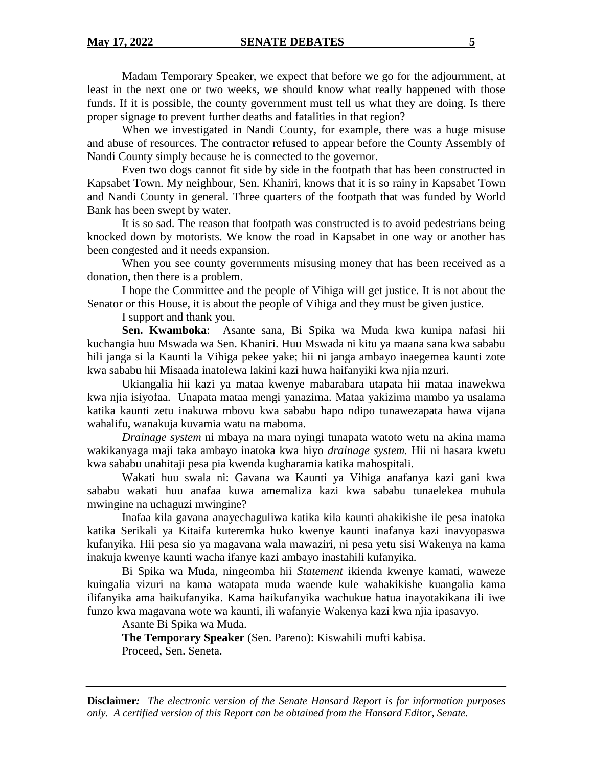Madam Temporary Speaker, we expect that before we go for the adjournment, at least in the next one or two weeks, we should know what really happened with those funds. If it is possible, the county government must tell us what they are doing. Is there proper signage to prevent further deaths and fatalities in that region?

When we investigated in Nandi County, for example, there was a huge misuse and abuse of resources. The contractor refused to appear before the County Assembly of Nandi County simply because he is connected to the governor.

Even two dogs cannot fit side by side in the footpath that has been constructed in Kapsabet Town. My neighbour, Sen. Khaniri, knows that it is so rainy in Kapsabet Town and Nandi County in general. Three quarters of the footpath that was funded by World Bank has been swept by water.

It is so sad. The reason that footpath was constructed is to avoid pedestrians being knocked down by motorists. We know the road in Kapsabet in one way or another has been congested and it needs expansion.

When you see county governments misusing money that has been received as a donation, then there is a problem.

I hope the Committee and the people of Vihiga will get justice. It is not about the Senator or this House, it is about the people of Vihiga and they must be given justice.

I support and thank you.

**Sen. Kwamboka**: Asante sana, Bi Spika wa Muda kwa kunipa nafasi hii kuchangia huu Mswada wa Sen. Khaniri. Huu Mswada ni kitu ya maana sana kwa sababu hili janga si la Kaunti la Vihiga pekee yake; hii ni janga ambayo inaegemea kaunti zote kwa sababu hii Misaada inatolewa lakini kazi huwa haifanyiki kwa njia nzuri.

Ukiangalia hii kazi ya mataa kwenye mabarabara utapata hii mataa inawekwa kwa njia isiyofaa. Unapata mataa mengi yanazima. Mataa yakizima mambo ya usalama katika kaunti zetu inakuwa mbovu kwa sababu hapo ndipo tunawezapata hawa vijana wahalifu, wanakuja kuvamia watu na maboma.

*Drainage system* ni mbaya na mara nyingi tunapata watoto wetu na akina mama wakikanyaga maji taka ambayo inatoka kwa hiyo *drainage system.* Hii ni hasara kwetu kwa sababu unahitaji pesa pia kwenda kugharamia katika mahospitali.

Wakati huu swala ni: Gavana wa Kaunti ya Vihiga anafanya kazi gani kwa sababu wakati huu anafaa kuwa amemaliza kazi kwa sababu tunaelekea muhula mwingine na uchaguzi mwingine?

Inafaa kila gavana anayechaguliwa katika kila kaunti ahakikishe ile pesa inatoka katika Serikali ya Kitaifa kuteremka huko kwenye kaunti inafanya kazi inavyopaswa kufanyika. Hii pesa sio ya magavana wala mawaziri, ni pesa yetu sisi Wakenya na kama inakuja kwenye kaunti wacha ifanye kazi ambayo inastahili kufanyika.

Bi Spika wa Muda, ningeomba hii *Statement* ikienda kwenye kamati, waweze kuingalia vizuri na kama watapata muda waende kule wahakikishe kuangalia kama ilifanyika ama haikufanyika. Kama haikufanyika wachukue hatua inayotakikana ili iwe funzo kwa magavana wote wa kaunti, ili wafanyie Wakenya kazi kwa njia ipasavyo.

Asante Bi Spika wa Muda.

**The Temporary Speaker** (Sen. Pareno): Kiswahili mufti kabisa.

Proceed, Sen. Seneta.

**Disclaimer***:* *The electronic version of the Senate Hansard Report is for information purposes only. A certified version of this Report can be obtained from the Hansard Editor, Senate.*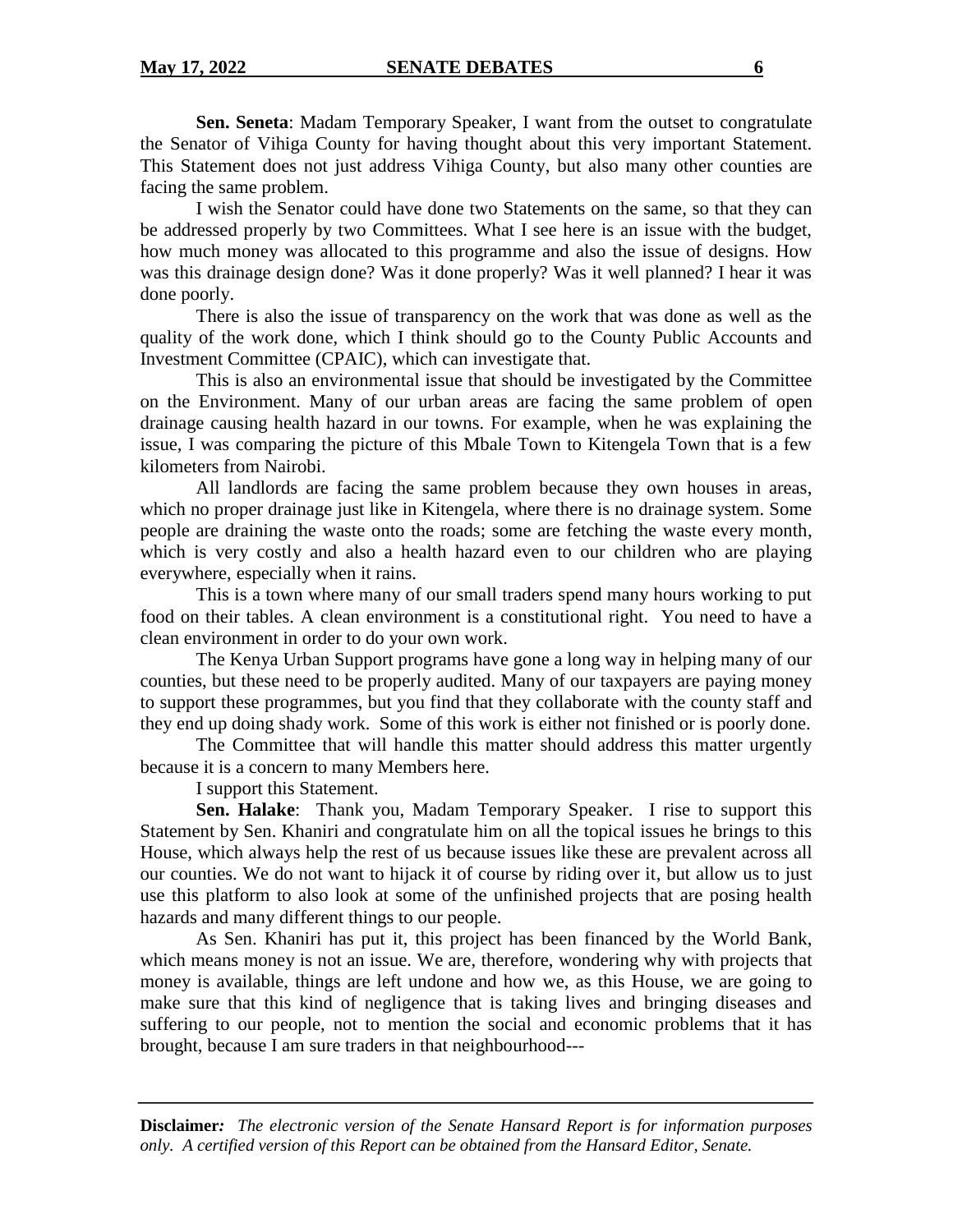**Sen. Seneta**: Madam Temporary Speaker, I want from the outset to congratulate the Senator of Vihiga County for having thought about this very important Statement. This Statement does not just address Vihiga County, but also many other counties are facing the same problem.

I wish the Senator could have done two Statements on the same, so that they can be addressed properly by two Committees. What I see here is an issue with the budget, how much money was allocated to this programme and also the issue of designs. How was this drainage design done? Was it done properly? Was it well planned? I hear it was done poorly.

There is also the issue of transparency on the work that was done as well as the quality of the work done, which I think should go to the County Public Accounts and Investment Committee (CPAIC), which can investigate that.

This is also an environmental issue that should be investigated by the Committee on the Environment. Many of our urban areas are facing the same problem of open drainage causing health hazard in our towns. For example, when he was explaining the issue, I was comparing the picture of this Mbale Town to Kitengela Town that is a few kilometers from Nairobi.

All landlords are facing the same problem because they own houses in areas, which no proper drainage just like in Kitengela, where there is no drainage system. Some people are draining the waste onto the roads; some are fetching the waste every month, which is very costly and also a health hazard even to our children who are playing everywhere, especially when it rains.

This is a town where many of our small traders spend many hours working to put food on their tables. A clean environment is a constitutional right. You need to have a clean environment in order to do your own work.

The Kenya Urban Support programs have gone a long way in helping many of our counties, but these need to be properly audited. Many of our taxpayers are paying money to support these programmes, but you find that they collaborate with the county staff and they end up doing shady work. Some of this work is either not finished or is poorly done.

The Committee that will handle this matter should address this matter urgently because it is a concern to many Members here.

I support this Statement.

**Sen. Halake**: Thank you, Madam Temporary Speaker. I rise to support this Statement by Sen. Khaniri and congratulate him on all the topical issues he brings to this House, which always help the rest of us because issues like these are prevalent across all our counties. We do not want to hijack it of course by riding over it, but allow us to just use this platform to also look at some of the unfinished projects that are posing health hazards and many different things to our people.

As Sen. Khaniri has put it, this project has been financed by the World Bank, which means money is not an issue. We are, therefore, wondering why with projects that money is available, things are left undone and how we, as this House, we are going to make sure that this kind of negligence that is taking lives and bringing diseases and suffering to our people, not to mention the social and economic problems that it has brought, because I am sure traders in that neighbourhood---

**Disclaimer***: The electronic version of the Senate Hansard Report is for information purposes only. A certified version of this Report can be obtained from the Hansard Editor, Senate.*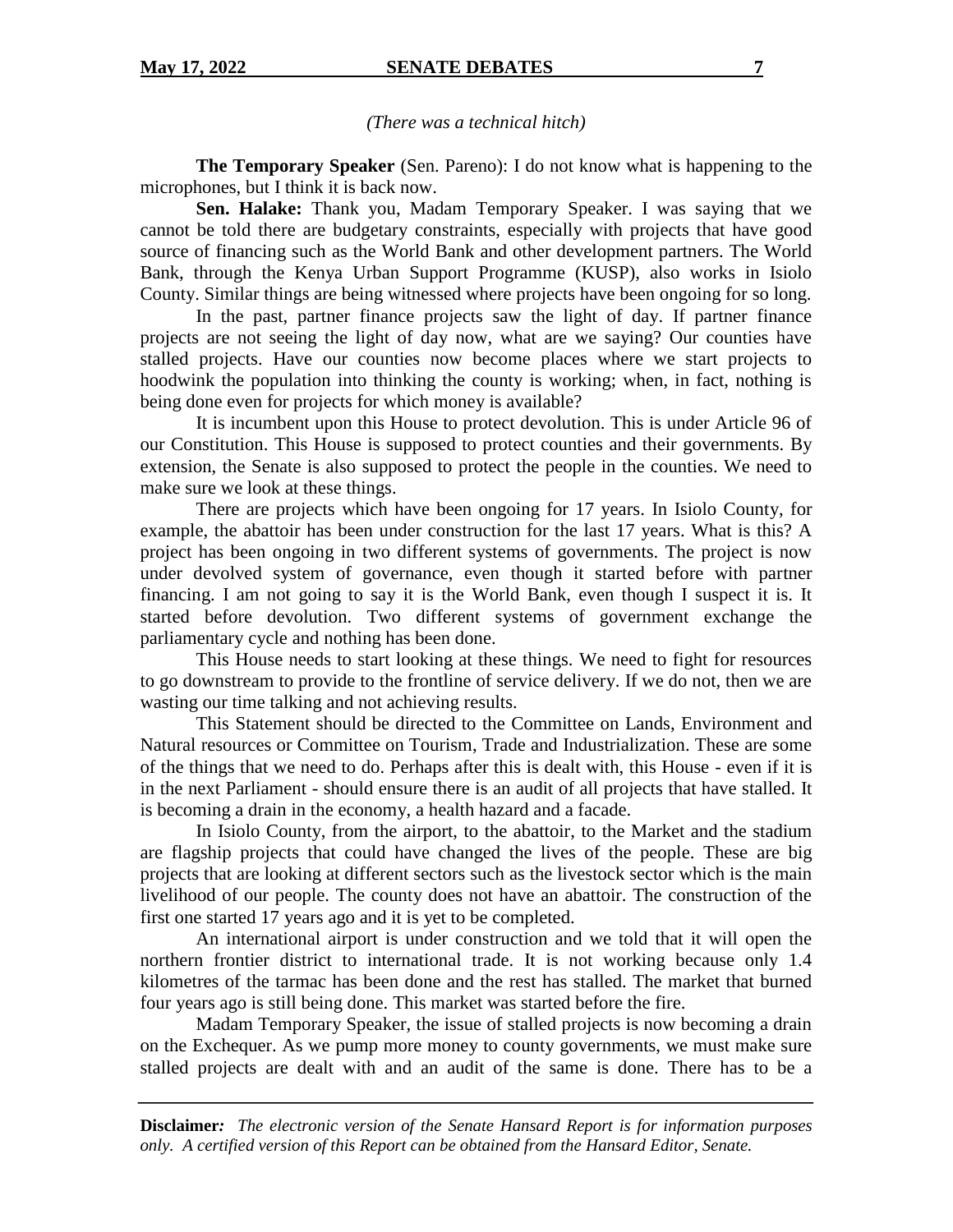*(There was a technical hitch)*

**The Temporary Speaker** (Sen. Pareno): I do not know what is happening to the microphones, but I think it is back now.

**Sen. Halake:** Thank you, Madam Temporary Speaker. I was saying that we cannot be told there are budgetary constraints, especially with projects that have good source of financing such as the World Bank and other development partners. The World Bank, through the Kenya Urban Support Programme (KUSP), also works in Isiolo County. Similar things are being witnessed where projects have been ongoing for so long.

In the past, partner finance projects saw the light of day. If partner finance projects are not seeing the light of day now, what are we saying? Our counties have stalled projects. Have our counties now become places where we start projects to hoodwink the population into thinking the county is working; when, in fact, nothing is being done even for projects for which money is available?

It is incumbent upon this House to protect devolution. This is under Article 96 of our Constitution. This House is supposed to protect counties and their governments. By extension, the Senate is also supposed to protect the people in the counties. We need to make sure we look at these things.

There are projects which have been ongoing for 17 years. In Isiolo County, for example, the abattoir has been under construction for the last 17 years. What is this? A project has been ongoing in two different systems of governments. The project is now under devolved system of governance, even though it started before with partner financing. I am not going to say it is the World Bank, even though I suspect it is. It started before devolution. Two different systems of government exchange the parliamentary cycle and nothing has been done.

This House needs to start looking at these things. We need to fight for resources to go downstream to provide to the frontline of service delivery. If we do not, then we are wasting our time talking and not achieving results.

This Statement should be directed to the Committee on Lands, Environment and Natural resources or Committee on Tourism, Trade and Industrialization. These are some of the things that we need to do. Perhaps after this is dealt with, this House - even if it is in the next Parliament - should ensure there is an audit of all projects that have stalled. It is becoming a drain in the economy, a health hazard and a facade.

In Isiolo County, from the airport, to the abattoir, to the Market and the stadium are flagship projects that could have changed the lives of the people. These are big projects that are looking at different sectors such as the livestock sector which is the main livelihood of our people. The county does not have an abattoir. The construction of the first one started 17 years ago and it is yet to be completed.

An international airport is under construction and we told that it will open the northern frontier district to international trade. It is not working because only 1.4 kilometres of the tarmac has been done and the rest has stalled. The market that burned four years ago is still being done. This market was started before the fire.

Madam Temporary Speaker, the issue of stalled projects is now becoming a drain on the Exchequer. As we pump more money to county governments, we must make sure stalled projects are dealt with and an audit of the same is done. There has to be a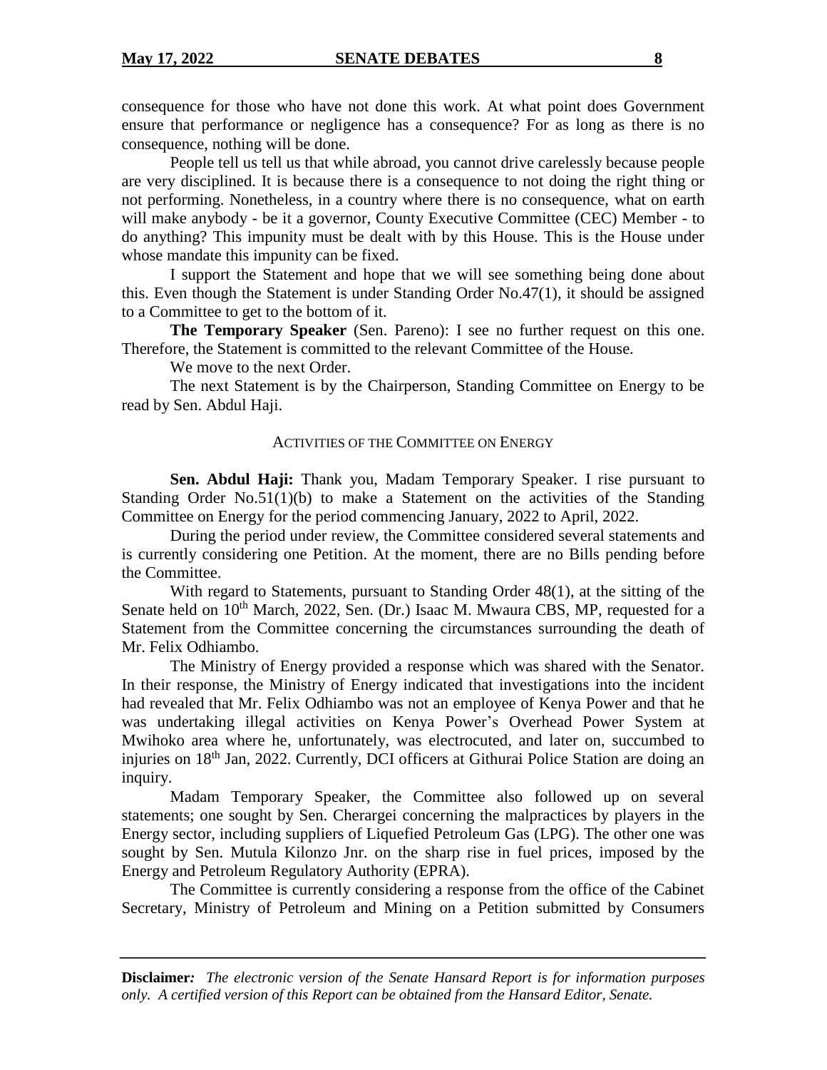consequence for those who have not done this work. At what point does Government ensure that performance or negligence has a consequence? For as long as there is no consequence, nothing will be done.

People tell us tell us that while abroad, you cannot drive carelessly because people are very disciplined. It is because there is a consequence to not doing the right thing or not performing. Nonetheless, in a country where there is no consequence, what on earth will make anybody - be it a governor, County Executive Committee (CEC) Member - to do anything? This impunity must be dealt with by this House. This is the House under whose mandate this impunity can be fixed.

I support the Statement and hope that we will see something being done about this. Even though the Statement is under Standing Order No.47(1), it should be assigned to a Committee to get to the bottom of it.

**The Temporary Speaker** (Sen. Pareno): I see no further request on this one. Therefore, the Statement is committed to the relevant Committee of the House.

We move to the next Order.

The next Statement is by the Chairperson, Standing Committee on Energy to be read by Sen. Abdul Haji.

ACTIVITIES OF THE COMMITTEE ON ENERGY

**Sen. Abdul Haji:** Thank you, Madam Temporary Speaker. I rise pursuant to Standing Order No.51(1)(b) to make a Statement on the activities of the Standing Committee on Energy for the period commencing January, 2022 to April, 2022.

During the period under review, the Committee considered several statements and is currently considering one Petition. At the moment, there are no Bills pending before the Committee.

With regard to Statements, pursuant to Standing Order 48(1), at the sitting of the Senate held on 10th March, 2022, Sen. (Dr.) Isaac M. Mwaura CBS, MP, requested for a Statement from the Committee concerning the circumstances surrounding the death of Mr. Felix Odhiambo.

The Ministry of Energy provided a response which was shared with the Senator. In their response, the Ministry of Energy indicated that investigations into the incident had revealed that Mr. Felix Odhiambo was not an employee of Kenya Power and that he was undertaking illegal activities on Kenya Power's Overhead Power System at Mwihoko area where he, unfortunately, was electrocuted, and later on, succumbed to injuries on 18th Jan, 2022. Currently, DCI officers at Githurai Police Station are doing an inquiry.

Madam Temporary Speaker, the Committee also followed up on several statements; one sought by Sen. Cherargei concerning the malpractices by players in the Energy sector, including suppliers of Liquefied Petroleum Gas (LPG). The other one was sought by Sen. Mutula Kilonzo Jnr. on the sharp rise in fuel prices, imposed by the Energy and Petroleum Regulatory Authority (EPRA).

The Committee is currently considering a response from the office of the Cabinet Secretary, Ministry of Petroleum and Mining on a Petition submitted by Consumers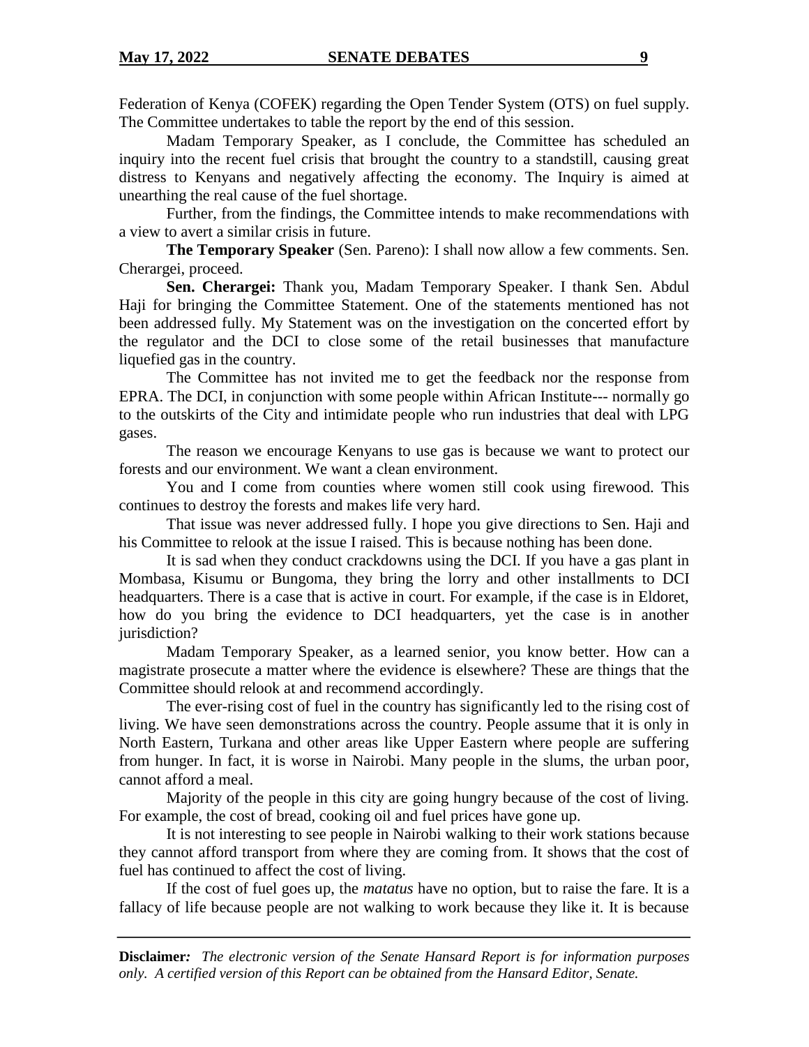Federation of Kenya (COFEK) regarding the Open Tender System (OTS) on fuel supply. The Committee undertakes to table the report by the end of this session.

Madam Temporary Speaker, as I conclude, the Committee has scheduled an inquiry into the recent fuel crisis that brought the country to a standstill, causing great distress to Kenyans and negatively affecting the economy. The Inquiry is aimed at unearthing the real cause of the fuel shortage.

Further, from the findings, the Committee intends to make recommendations with a view to avert a similar crisis in future.

**The Temporary Speaker** (Sen. Pareno): I shall now allow a few comments. Sen. Cherargei, proceed.

**Sen. Cherargei:** Thank you, Madam Temporary Speaker. I thank Sen. Abdul Haji for bringing the Committee Statement. One of the statements mentioned has not been addressed fully. My Statement was on the investigation on the concerted effort by the regulator and the DCI to close some of the retail businesses that manufacture liquefied gas in the country.

The Committee has not invited me to get the feedback nor the response from EPRA. The DCI, in conjunction with some people within African Institute--- normally go to the outskirts of the City and intimidate people who run industries that deal with LPG gases.

The reason we encourage Kenyans to use gas is because we want to protect our forests and our environment. We want a clean environment.

You and I come from counties where women still cook using firewood. This continues to destroy the forests and makes life very hard.

That issue was never addressed fully. I hope you give directions to Sen. Haji and his Committee to relook at the issue I raised. This is because nothing has been done.

It is sad when they conduct crackdowns using the DCI. If you have a gas plant in Mombasa, Kisumu or Bungoma, they bring the lorry and other installments to DCI headquarters. There is a case that is active in court. For example, if the case is in Eldoret, how do you bring the evidence to DCI headquarters, yet the case is in another jurisdiction?

Madam Temporary Speaker, as a learned senior, you know better. How can a magistrate prosecute a matter where the evidence is elsewhere? These are things that the Committee should relook at and recommend accordingly.

The ever-rising cost of fuel in the country has significantly led to the rising cost of living. We have seen demonstrations across the country. People assume that it is only in North Eastern, Turkana and other areas like Upper Eastern where people are suffering from hunger. In fact, it is worse in Nairobi. Many people in the slums, the urban poor, cannot afford a meal.

Majority of the people in this city are going hungry because of the cost of living. For example, the cost of bread, cooking oil and fuel prices have gone up.

It is not interesting to see people in Nairobi walking to their work stations because they cannot afford transport from where they are coming from. It shows that the cost of fuel has continued to affect the cost of living.

If the cost of fuel goes up, the *matatus* have no option, but to raise the fare. It is a fallacy of life because people are not walking to work because they like it. It is because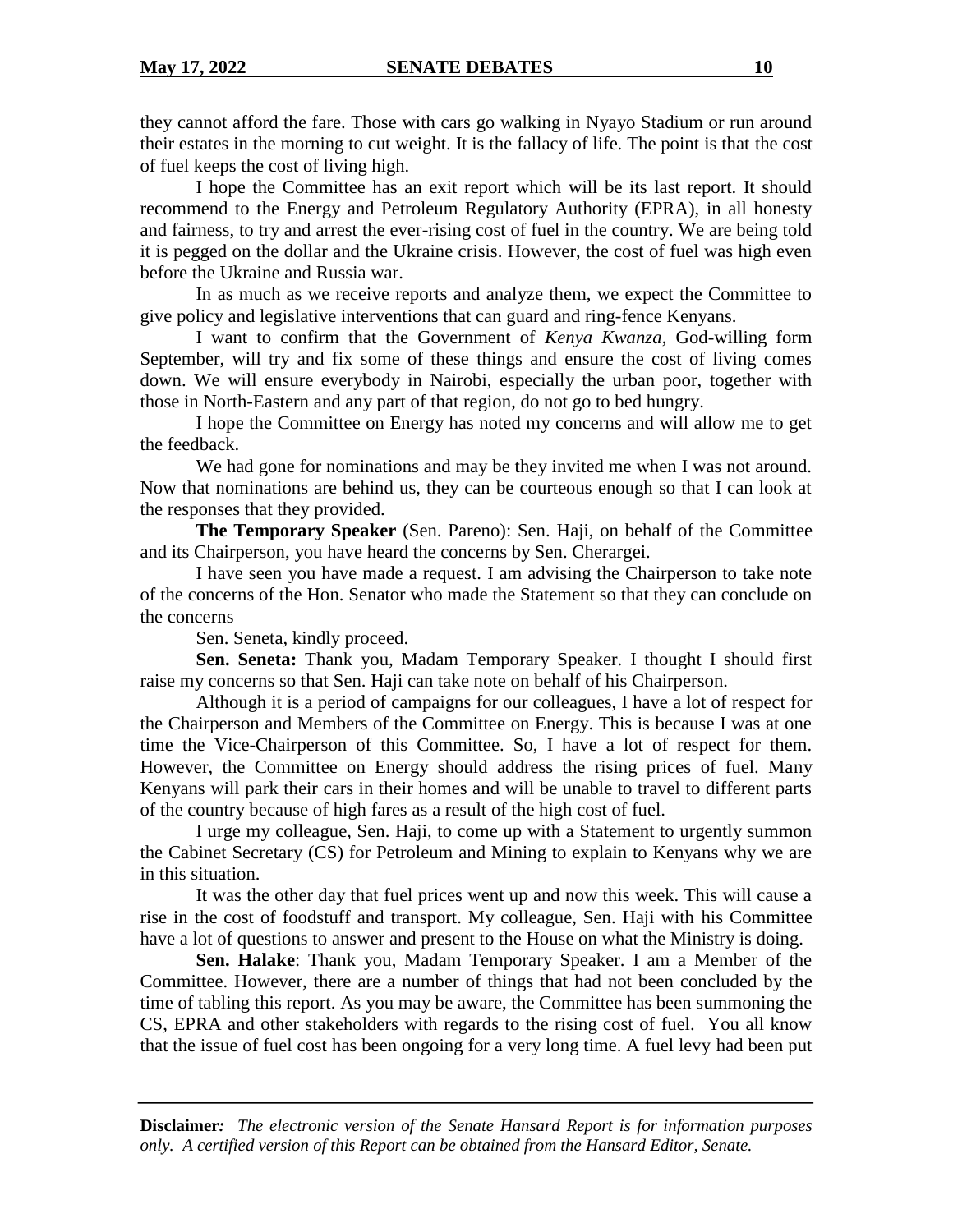they cannot afford the fare. Those with cars go walking in Nyayo Stadium or run around their estates in the morning to cut weight. It is the fallacy of life. The point is that the cost of fuel keeps the cost of living high.

I hope the Committee has an exit report which will be its last report. It should recommend to the Energy and Petroleum Regulatory Authority (EPRA), in all honesty and fairness, to try and arrest the ever-rising cost of fuel in the country. We are being told it is pegged on the dollar and the Ukraine crisis. However, the cost of fuel was high even before the Ukraine and Russia war.

In as much as we receive reports and analyze them, we expect the Committee to give policy and legislative interventions that can guard and ring-fence Kenyans.

I want to confirm that the Government of *Kenya Kwanza*, God-willing form September, will try and fix some of these things and ensure the cost of living comes down. We will ensure everybody in Nairobi, especially the urban poor, together with those in North-Eastern and any part of that region, do not go to bed hungry.

I hope the Committee on Energy has noted my concerns and will allow me to get the feedback.

We had gone for nominations and may be they invited me when I was not around. Now that nominations are behind us, they can be courteous enough so that I can look at the responses that they provided.

**The Temporary Speaker** (Sen. Pareno): Sen. Haji, on behalf of the Committee and its Chairperson, you have heard the concerns by Sen. Cherargei.

I have seen you have made a request. I am advising the Chairperson to take note of the concerns of the Hon. Senator who made the Statement so that they can conclude on the concerns

Sen. Seneta, kindly proceed.

**Sen. Seneta:** Thank you, Madam Temporary Speaker. I thought I should first raise my concerns so that Sen. Haji can take note on behalf of his Chairperson.

Although it is a period of campaigns for our colleagues, I have a lot of respect for the Chairperson and Members of the Committee on Energy. This is because I was at one time the Vice-Chairperson of this Committee. So, I have a lot of respect for them. However, the Committee on Energy should address the rising prices of fuel. Many Kenyans will park their cars in their homes and will be unable to travel to different parts of the country because of high fares as a result of the high cost of fuel.

I urge my colleague, Sen. Haji, to come up with a Statement to urgently summon the Cabinet Secretary (CS) for Petroleum and Mining to explain to Kenyans why we are in this situation.

It was the other day that fuel prices went up and now this week. This will cause a rise in the cost of foodstuff and transport. My colleague, Sen. Haji with his Committee have a lot of questions to answer and present to the House on what the Ministry is doing.

**Sen. Halake**: Thank you, Madam Temporary Speaker. I am a Member of the Committee. However, there are a number of things that had not been concluded by the time of tabling this report. As you may be aware, the Committee has been summoning the CS, EPRA and other stakeholders with regards to the rising cost of fuel. You all know that the issue of fuel cost has been ongoing for a very long time. A fuel levy had been put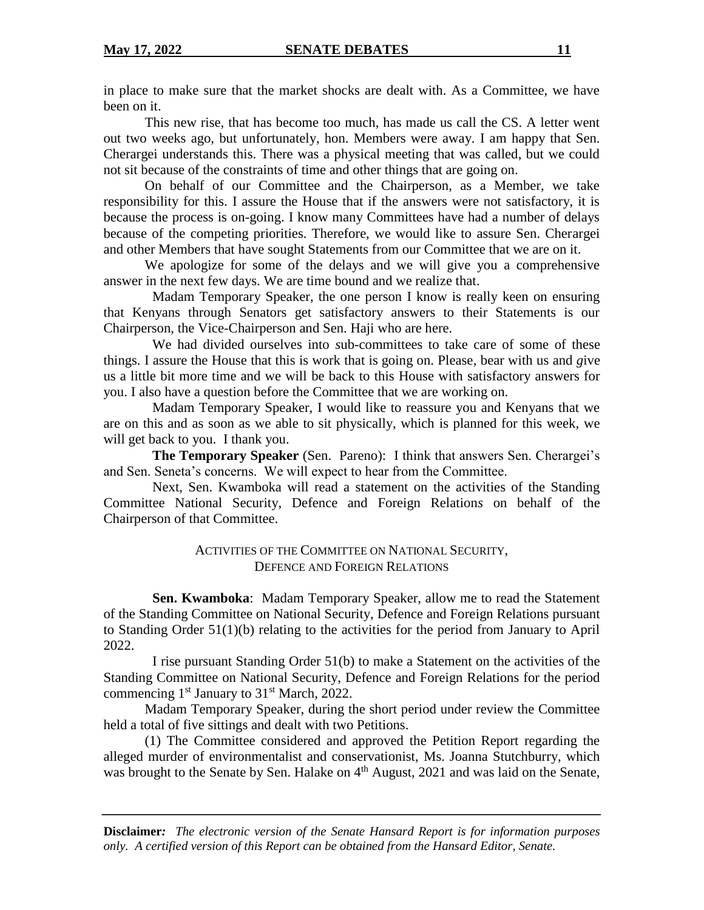in place to make sure that the market shocks are dealt with. As a Committee, we have been on it.

This new rise, that has become too much, has made us call the CS. A letter went out two weeks ago, but unfortunately, hon. Members were away. I am happy that Sen. Cherargei understands this. There was a physical meeting that was called, but we could not sit because of the constraints of time and other things that are going on.

On behalf of our Committee and the Chairperson, as a Member, we take responsibility for this. I assure the House that if the answers were not satisfactory, it is because the process is on-going. I know many Committees have had a number of delays because of the competing priorities. Therefore, we would like to assure Sen. Cherargei and other Members that have sought Statements from our Committee that we are on it.

We apologize for some of the delays and we will give you a comprehensive answer in the next few days. We are time bound and we realize that.

Madam Temporary Speaker, the one person I know is really keen on ensuring that Kenyans through Senators get satisfactory answers to their Statements is our Chairperson, the Vice-Chairperson and Sen. Haji who are here.

We had divided ourselves into sub-committees to take care of some of these things. I assure the House that this is work that is going on. Please, bear with us and give us a little bit more time and we will be back to this House with satisfactory answers for you. I also have a question before the Committee that we are working on.

Madam Temporary Speaker, I would like to reassure you and Kenyans that we are on this and as soon as we able to sit physically, which is planned for this week, we will get back to you. I thank you.

**The Temporary Speaker** (Sen. Pareno): I think that answers Sen. Cherargei's and Sen. Seneta's concerns. We will expect to hear from the Committee.

Next, Sen. Kwamboka will read a statement on the activities of the Standing Committee National Security, Defence and Foreign Relations on behalf of the Chairperson of that Committee.

## ACTIVITIES OF THE COMMITTEE ON NATIONAL SECURITY, DEFENCE AND FOREIGN RELATIONS

**Sen. Kwamboka**: Madam Temporary Speaker, allow me to read the Statement of the Standing Committee on National Security, Defence and Foreign Relations pursuant to Standing Order 51(1)(b) relating to the activities for the period from January to April 2022.

I rise pursuant Standing Order 51(b) to make a Statement on the activities of the Standing Committee on National Security, Defence and Foreign Relations for the period commencing 1st January to 31st March, 2022.

Madam Temporary Speaker, during the short period under review the Committee held a total of five sittings and dealt with two Petitions.

(1) The Committee considered and approved the Petition Report regarding the alleged murder of environmentalist and conservationist, Ms. Joanna Stutchburry, which was brought to the Senate by Sen. Halake on 4th August, 2021 and was laid on the Senate,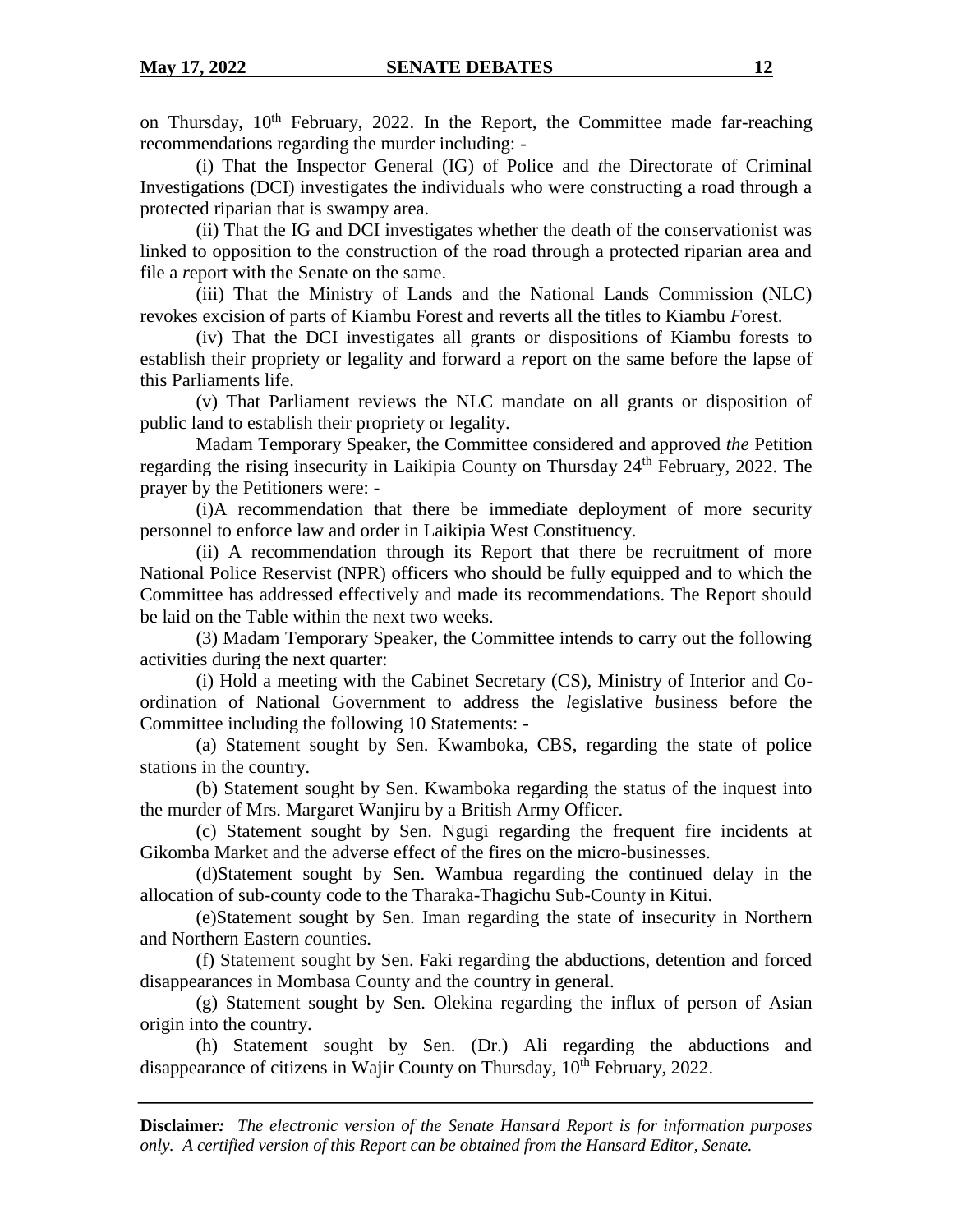on Thursday, 10th February, 2022. In the Report, the Committee made far-reaching recommendations regarding the murder including: -

(i) That the Inspector General (IG) of Police and *t*he Directorate of Criminal Investigations (DCI) investigates the individual*s* who were constructing a road through a protected riparian that is swampy area.

(ii) That the IG and DCI investigates whether the death of the conservationist was linked to opposition to the construction of the road through a protected riparian area and file a *r*eport with the Senate on the same.

(iii) That the Ministry of Lands and the National Lands Commission (NLC) revokes excision of parts of Kiambu Forest and reverts all the titles to Kiambu *F*orest.

(iv) That the DCI investigates all grants or dispositions of Kiambu forests to establish their propriety or legality and forward a *r*eport on the same before the lapse of this Parliaments life.

(v) That Parliament reviews the NLC mandate on all grants or disposition of public land to establish their propriety or legality.

Madam Temporary Speaker, the Committee considered and approved *the* Petition regarding the rising insecurity in Laikipia County on Thursday 24th February, 2022. The prayer by the Petitioners were: -

(i)A recommendation that there be immediate deployment of more security personnel to enforce law and order in Laikipia West Constituency.

(ii) A recommendation through its Report that there be recruitment of more National Police Reservist (NPR) officers who should be fully equipped and to which the Committee has addressed effectively and made its recommendations. The Report should be laid on the Table within the next two weeks.

(3) Madam Temporary Speaker, the Committee intends to carry out the following activities during the next quarter:

(i) Hold a meeting with the Cabinet Secretary (CS), Ministry of Interior and Co-ordination of National Government to address the *l*egislative *b*usiness before the Committee including the following 10 Statements: -

(a) Statement sought by Sen. Kwamboka, CBS, regarding the state of police stations in the country.

(b) Statement sought by Sen. Kwamboka regarding the status of the inquest into the murder of Mrs. Margaret Wanjiru by a British Army Officer.

(c) Statement sought by Sen. Ngugi regarding the frequent fire incidents at Gikomba Market and the adverse effect of the fires on the micro-businesses.

(d)Statement sought by Sen. Wambua regarding the continued delay in the allocation of sub-county code to the Tharaka-Thagichu Sub-County in Kitui.

(e)Statement sought by Sen. Iman regarding the state of insecurity in Northern and Northern Eastern *c*ounties.

(f) Statement sought by Sen. Faki regarding the abductions, detention and forced disappearance*s* in Mombasa County and the country in general.

(g) Statement sought by Sen. Olekina regarding the influx of person of Asian origin into the country.

(h) Statement sought by Sen. (Dr.) Ali regarding the abductions and disappearance of citizens in Wajir County on Thursday, 10th February, 2022.

**Disclaimer***:* *The electronic version of the Senate Hansard Report is for information purposes only. A certified version of this Report can be obtained from the Hansard Editor, Senate.*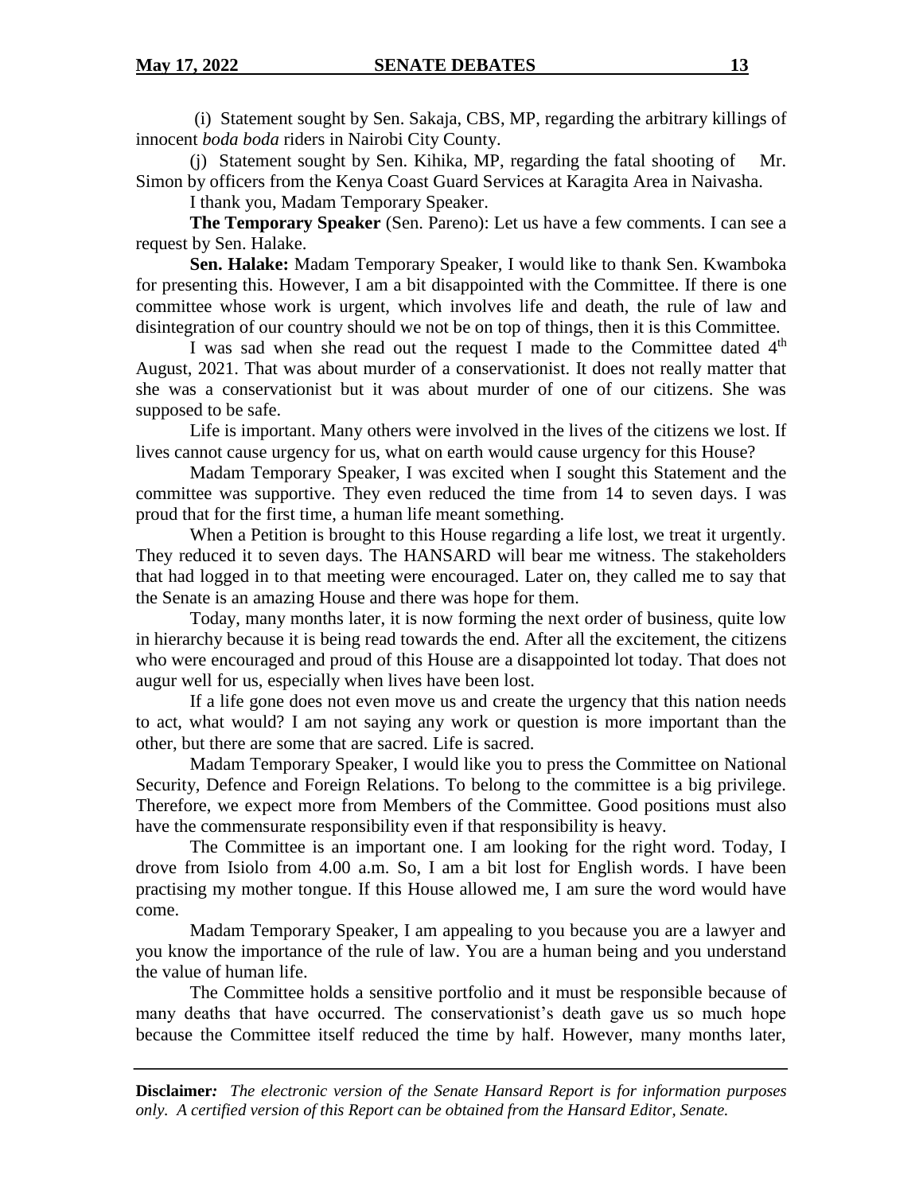(i) Statement sought by Sen. Sakaja, CBS, MP, regarding the arbitrary killings of innocent *boda boda* riders in Nairobi City County.

(j) Statement sought by Sen. Kihika, MP, regarding the fatal shooting of Mr. Simon by officers from the Kenya Coast Guard Services at Karagita Area in Naivasha.

I thank you, Madam Temporary Speaker.

**The Temporary Speaker** (Sen. Pareno): Let us have a few comments. I can see a request by Sen. Halake.

**Sen. Halake:** Madam Temporary Speaker, I would like to thank Sen. Kwamboka for presenting this. However, I am a bit disappointed with the Committee. If there is one committee whose work is urgent, which involves life and death, the rule of law and disintegration of our country should we not be on top of things, then it is this Committee.

I was sad when she read out the request I made to the Committee dated 4th August, 2021. That was about murder of a conservationist. It does not really matter that she was a conservationist but it was about murder of one of our citizens. She was supposed to be safe.

Life is important. Many others were involved in the lives of the citizens we lost. If lives cannot cause urgency for us, what on earth would cause urgency for this House?

Madam Temporary Speaker, I was excited when I sought this Statement and the committee was supportive. They even reduced the time from 14 to seven days. I was proud that for the first time, a human life meant something.

When a Petition is brought to this House regarding a life lost, we treat it urgently. They reduced it to seven days. The HANSARD will bear me witness. The stakeholders that had logged in to that meeting were encouraged. Later on, they called me to say that the Senate is an amazing House and there was hope for them.

Today, many months later, it is now forming the next order of business, quite low in hierarchy because it is being read towards the end. After all the excitement, the citizens who were encouraged and proud of this House are a disappointed lot today. That does not augur well for us, especially when lives have been lost.

If a life gone does not even move us and create the urgency that this nation needs to act, what would? I am not saying any work or question is more important than the other, but there are some that are sacred. Life is sacred.

Madam Temporary Speaker, I would like you to press the Committee on National Security, Defence and Foreign Relations. To belong to the committee is a big privilege. Therefore, we expect more from Members of the Committee. Good positions must also have the commensurate responsibility even if that responsibility is heavy.

The Committee is an important one. I am looking for the right word. Today, I drove from Isiolo from 4.00 a.m. So, I am a bit lost for English words. I have been practising my mother tongue. If this House allowed me, I am sure the word would have come.

Madam Temporary Speaker, I am appealing to you because you are a lawyer and you know the importance of the rule of law. You are a human being and you understand the value of human life.

The Committee holds a sensitive portfolio and it must be responsible because of many deaths that have occurred. The conservationist's death gave us so much hope because the Committee itself reduced the time by half. However, many months later,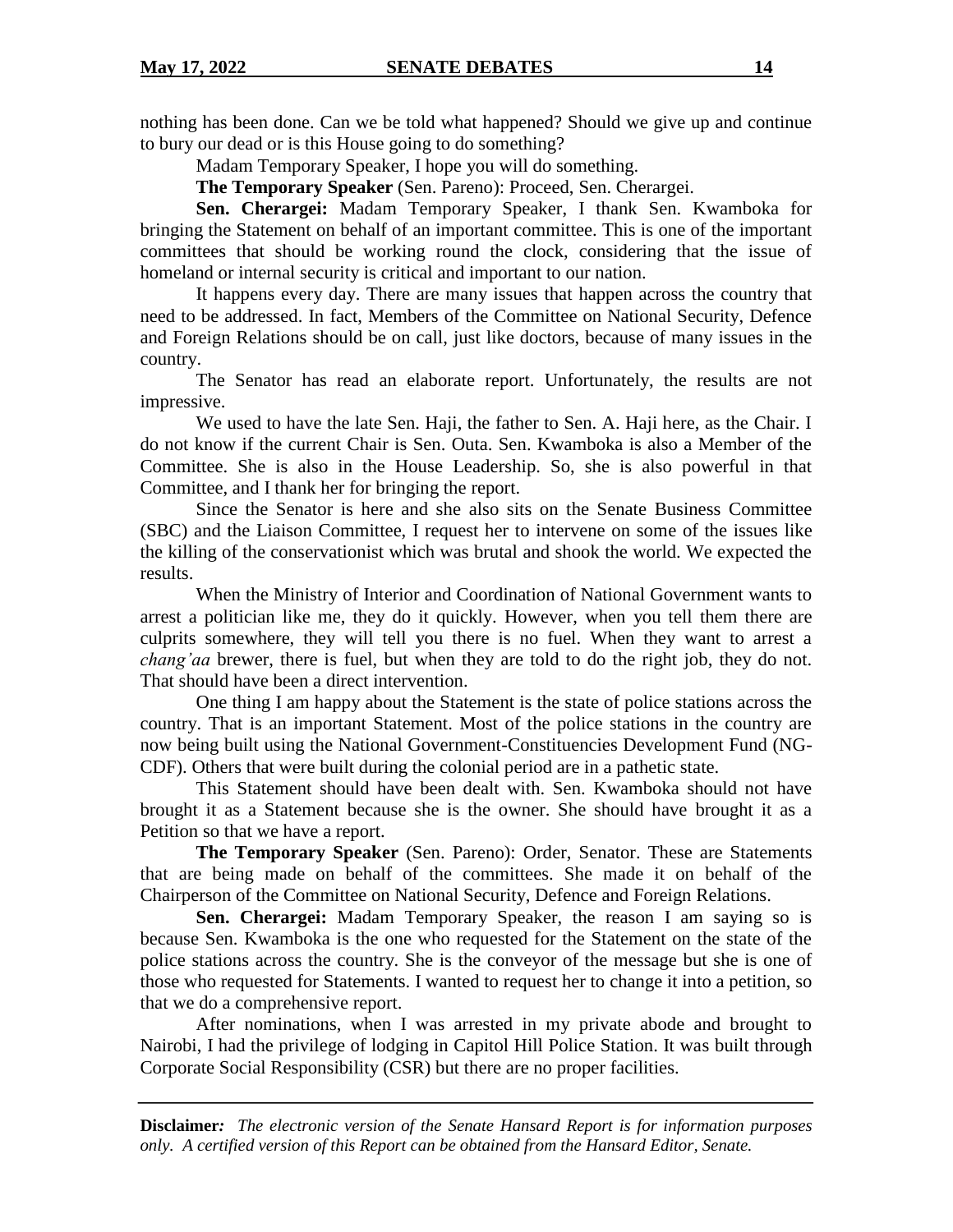nothing has been done. Can we be told what happened? Should we give up and continue to bury our dead or is this House going to do something?

Madam Temporary Speaker, I hope you will do something.

**The Temporary Speaker** (Sen. Pareno): Proceed, Sen. Cherargei.

**Sen. Cherargei:** Madam Temporary Speaker, I thank Sen. Kwamboka for bringing the Statement on behalf of an important committee. This is one of the important committees that should be working round the clock, considering that the issue of homeland or internal security is critical and important to our nation.

It happens every day. There are many issues that happen across the country that need to be addressed. In fact, Members of the Committee on National Security, Defence and Foreign Relations should be on call, just like doctors, because of many issues in the country.

The Senator has read an elaborate report. Unfortunately, the results are not impressive.

We used to have the late Sen. Haji, the father to Sen. A. Haji here, as the Chair. I do not know if the current Chair is Sen. Outa. Sen. Kwamboka is also a Member of the Committee. She is also in the House Leadership. So, she is also powerful in that Committee, and I thank her for bringing the report.

Since the Senator is here and she also sits on the Senate Business Committee (SBC) and the Liaison Committee, I request her to intervene on some of the issues like the killing of the conservationist which was brutal and shook the world. We expected the results.

When the Ministry of Interior and Coordination of National Government wants to arrest a politician like me, they do it quickly. However, when you tell them there are culprits somewhere, they will tell you there is no fuel. When they want to arrest a *chang'aa* brewer, there is fuel, but when they are told to do the right job, they do not. That should have been a direct intervention.

One thing I am happy about the Statement is the state of police stations across the country. That is an important Statement. Most of the police stations in the country are now being built using the National Government-Constituencies Development Fund (NG-CDF). Others that were built during the colonial period are in a pathetic state.

This Statement should have been dealt with. Sen. Kwamboka should not have brought it as a Statement because she is the owner. She should have brought it as a Petition so that we have a report.

**The Temporary Speaker** (Sen. Pareno): Order, Senator. These are Statements that are being made on behalf of the committees. She made it on behalf of the Chairperson of the Committee on National Security, Defence and Foreign Relations.

**Sen. Cherargei:** Madam Temporary Speaker, the reason I am saying so is because Sen. Kwamboka is the one who requested for the Statement on the state of the police stations across the country. She is the conveyor of the message but she is one of those who requested for Statements. I wanted to request her to change it into a petition, so that we do a comprehensive report.

After nominations, when I was arrested in my private abode and brought to Nairobi, I had the privilege of lodging in Capitol Hill Police Station. It was built through Corporate Social Responsibility (CSR) but there are no proper facilities.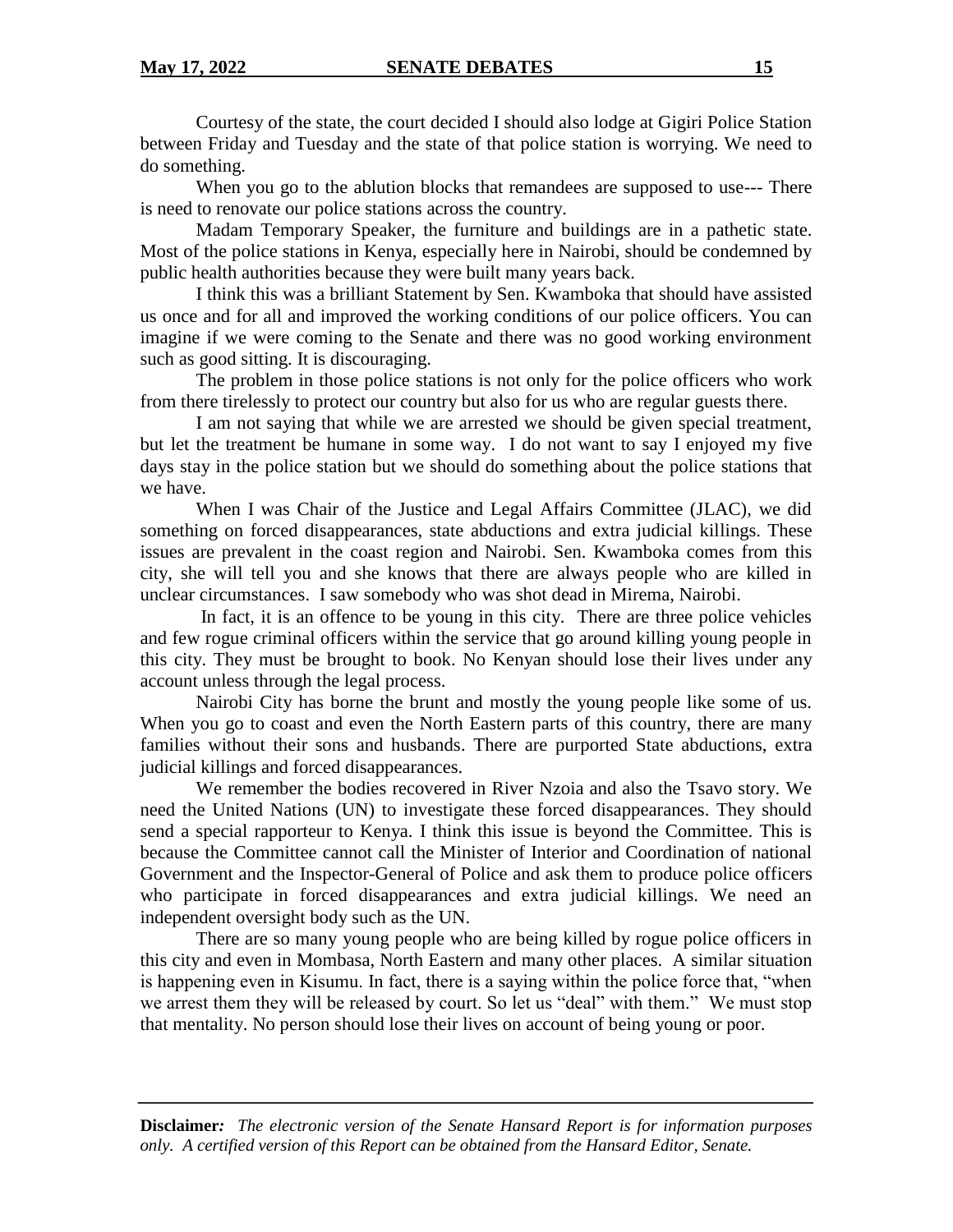Courtesy of the state, the court decided I should also lodge at Gigiri Police Station between Friday and Tuesday and the state of that police station is worrying. We need to do something.

When you go to the ablution blocks that remandees are supposed to use--- There is need to renovate our police stations across the country.

Madam Temporary Speaker, the furniture and buildings are in a pathetic state. Most of the police stations in Kenya, especially here in Nairobi, should be condemned by public health authorities because they were built many years back.

I think this was a brilliant Statement by Sen. Kwamboka that should have assisted us once and for all and improved the working conditions of our police officers. You can imagine if we were coming to the Senate and there was no good working environment such as good sitting. It is discouraging.

The problem in those police stations is not only for the police officers who work from there tirelessly to protect our country but also for us who are regular guests there.

I am not saying that while we are arrested we should be given special treatment, but let the treatment be humane in some way. I do not want to say I enjoyed my five days stay in the police station but we should do something about the police stations that we have.

When I was Chair of the Justice and Legal Affairs Committee (JLAC), we did something on forced disappearances, state abductions and extra judicial killings. These issues are prevalent in the coast region and Nairobi. Sen. Kwamboka comes from this city, she will tell you and she knows that there are always people who are killed in unclear circumstances. I saw somebody who was shot dead in Mirema, Nairobi.

In fact, it is an offence to be young in this city. There are three police vehicles and few rogue criminal officers within the service that go around killing young people in this city. They must be brought to book. No Kenyan should lose their lives under any account unless through the legal process.

Nairobi City has borne the brunt and mostly the young people like some of us. When you go to coast and even the North Eastern parts of this country, there are many families without their sons and husbands. There are purported State abductions, extra judicial killings and forced disappearances.

We remember the bodies recovered in River Nzoia and also the Tsavo story. We need the United Nations (UN) to investigate these forced disappearances. They should send a special rapporteur to Kenya. I think this issue is beyond the Committee. This is because the Committee cannot call the Minister of Interior and Coordination of national Government and the Inspector-General of Police and ask them to produce police officers who participate in forced disappearances and extra judicial killings. We need an independent oversight body such as the UN.

There are so many young people who are being killed by rogue police officers in this city and even in Mombasa, North Eastern and many other places. A similar situation is happening even in Kisumu. In fact, there is a saying within the police force that, "when we arrest them they will be released by court. So let us "deal" with them." We must stop that mentality. No person should lose their lives on account of being young or poor.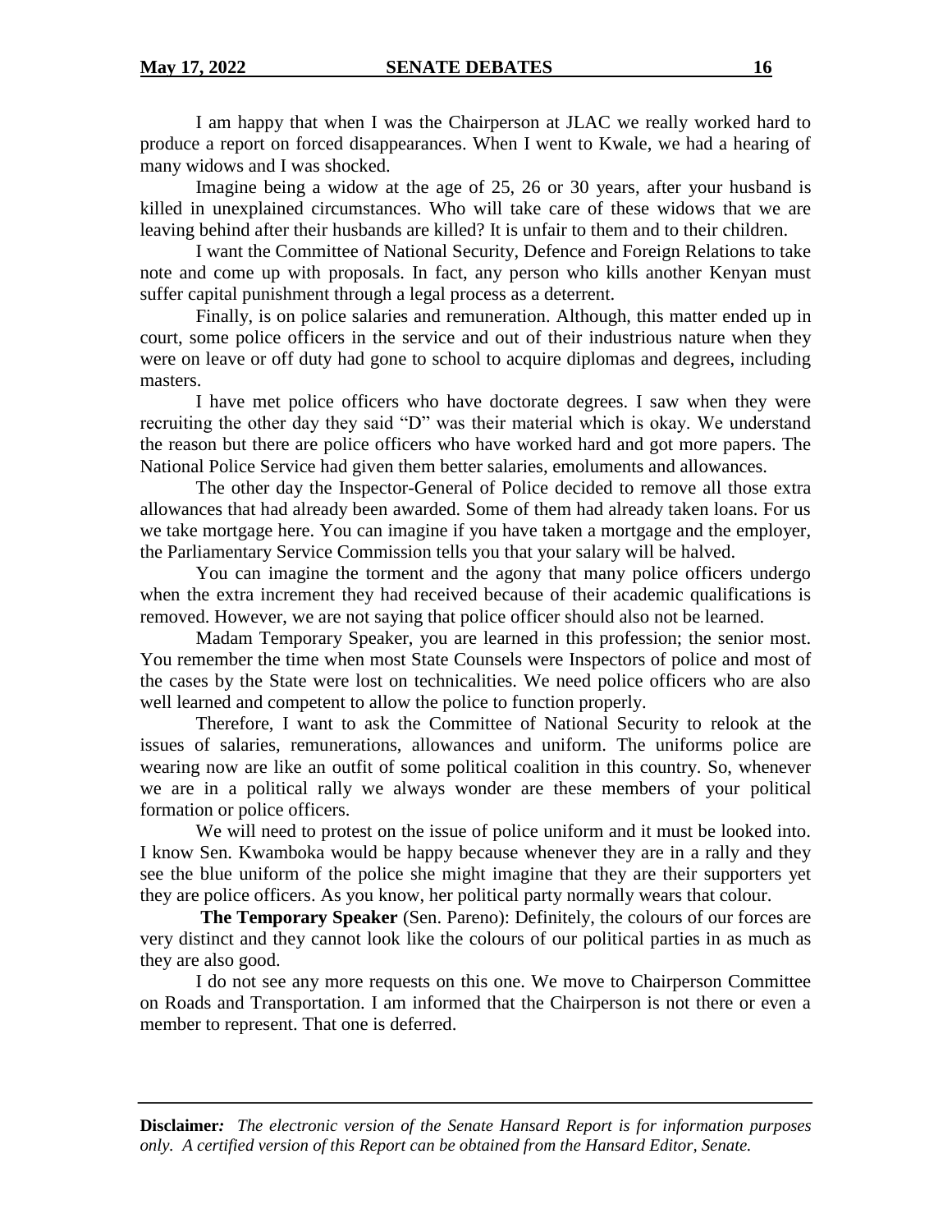I am happy that when I was the Chairperson at JLAC we really worked hard to produce a report on forced disappearances. When I went to Kwale, we had a hearing of many widows and I was shocked.

Imagine being a widow at the age of 25, 26 or 30 years, after your husband is killed in unexplained circumstances. Who will take care of these widows that we are leaving behind after their husbands are killed? It is unfair to them and to their children.

I want the Committee of National Security, Defence and Foreign Relations to take note and come up with proposals. In fact, any person who kills another Kenyan must suffer capital punishment through a legal process as a deterrent.

Finally, is on police salaries and remuneration. Although, this matter ended up in court, some police officers in the service and out of their industrious nature when they were on leave or off duty had gone to school to acquire diplomas and degrees, including masters.

I have met police officers who have doctorate degrees. I saw when they were recruiting the other day they said "D" was their material which is okay. We understand the reason but there are police officers who have worked hard and got more papers. The National Police Service had given them better salaries, emoluments and allowances.

The other day the Inspector-General of Police decided to remove all those extra allowances that had already been awarded. Some of them had already taken loans. For us we take mortgage here. You can imagine if you have taken a mortgage and the employer, the Parliamentary Service Commission tells you that your salary will be halved.

You can imagine the torment and the agony that many police officers undergo when the extra increment they had received because of their academic qualifications is removed. However, we are not saying that police officer should also not be learned.

Madam Temporary Speaker, you are learned in this profession; the senior most. You remember the time when most State Counsels were Inspectors of police and most of the cases by the State were lost on technicalities. We need police officers who are also well learned and competent to allow the police to function properly.

Therefore, I want to ask the Committee of National Security to relook at the issues of salaries, remunerations, allowances and uniform. The uniforms police are wearing now are like an outfit of some political coalition in this country. So, whenever we are in a political rally we always wonder are these members of your political formation or police officers.

We will need to protest on the issue of police uniform and it must be looked into. I know Sen. Kwamboka would be happy because whenever they are in a rally and they see the blue uniform of the police she might imagine that they are their supporters yet they are police officers. As you know, her political party normally wears that colour.

**The Temporary Speaker** (Sen. Pareno): Definitely, the colours of our forces are very distinct and they cannot look like the colours of our political parties in as much as they are also good.

I do not see any more requests on this one. We move to Chairperson Committee on Roads and Transportation. I am informed that the Chairperson is not there or even a member to represent. That one is deferred.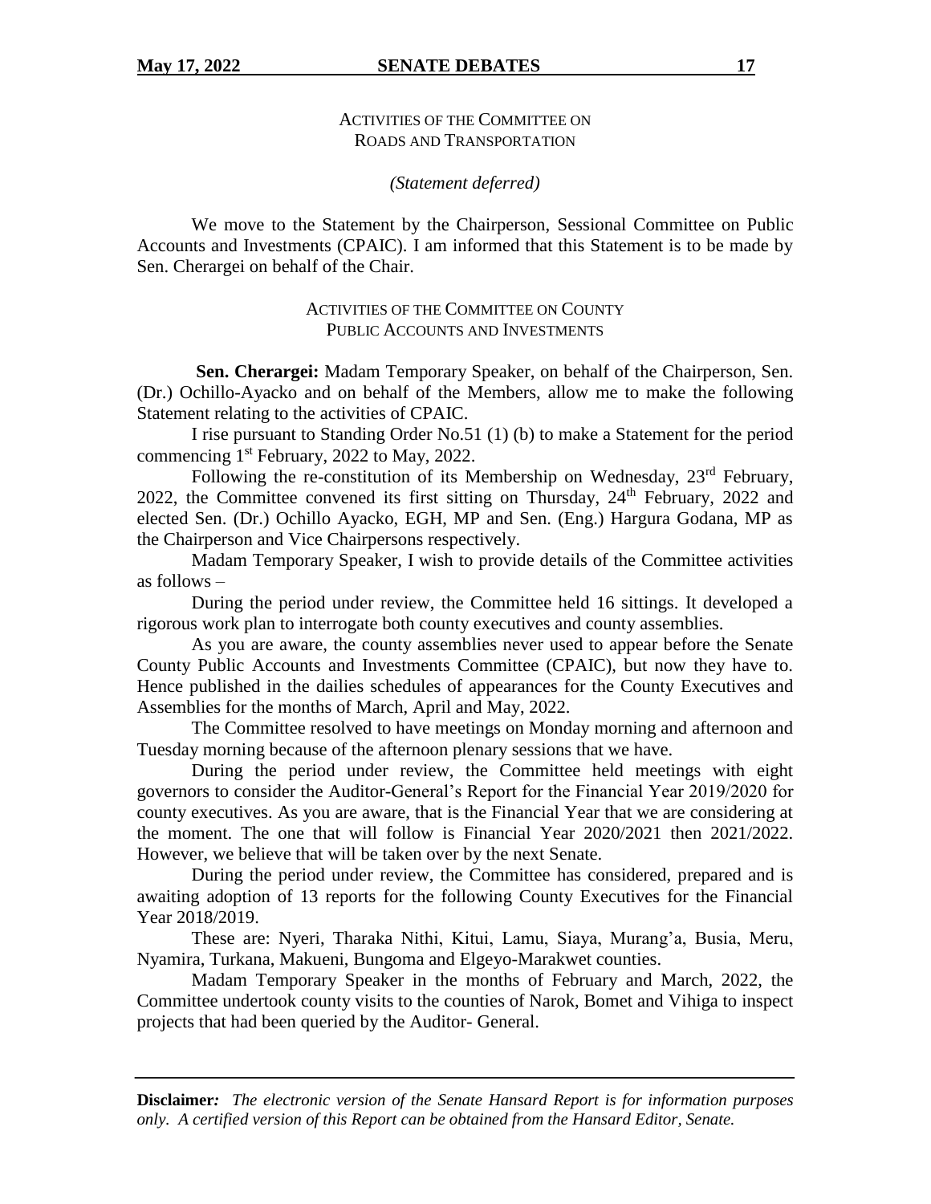ACTIVITIES OF THE COMMITTEE ON ROADS AND TRANSPORTATION

*(Statement deferred)*

We move to the Statement by the Chairperson, Sessional Committee on Public Accounts and Investments (CPAIC). I am informed that this Statement is to be made by Sen. Cherargei on behalf of the Chair.

ACTIVITIES OF THE COMMITTEE ON COUNTY PUBLIC ACCOUNTS AND INVESTMENTS

**Sen. Cherargei:** Madam Temporary Speaker, on behalf of the Chairperson, Sen. (Dr.) Ochillo-Ayacko and on behalf of the Members, allow me to make the following Statement relating to the activities of CPAIC.

I rise pursuant to Standing Order No.51 (1) (b) to make a Statement for the period commencing 1st February, 2022 to May, 2022.

Following the re-constitution of its Membership on Wednesday, 23rd February, 2022, the Committee convened its first sitting on Thursday, 24th February, 2022 and elected Sen. (Dr.) Ochillo Ayacko, EGH, MP and Sen. (Eng.) Hargura Godana, MP as the Chairperson and Vice Chairpersons respectively.

Madam Temporary Speaker, I wish to provide details of the Committee activities as follows –

During the period under review, the Committee held 16 sittings. It developed a rigorous work plan to interrogate both county executives and county assemblies.

As you are aware, the county assemblies never used to appear before the Senate County Public Accounts and Investments Committee (CPAIC), but now they have to. Hence published in the dailies schedules of appearances for the County Executives and Assemblies for the months of March, April and May, 2022.

The Committee resolved to have meetings on Monday morning and afternoon and Tuesday morning because of the afternoon plenary sessions that we have.

During the period under review, the Committee held meetings with eight governors to consider the Auditor-General's Report for the Financial Year 2019/2020 for county executives. As you are aware, that is the Financial Year that we are considering at the moment. The one that will follow is Financial Year 2020/2021 then 2021/2022. However, we believe that will be taken over by the next Senate.

During the period under review, the Committee has considered, prepared and is awaiting adoption of 13 reports for the following County Executives for the Financial Year 2018/2019.

These are: Nyeri, Tharaka Nithi, Kitui, Lamu, Siaya, Murang'a, Busia, Meru, Nyamira, Turkana, Makueni, Bungoma and Elgeyo-Marakwet counties.

Madam Temporary Speaker in the months of February and March, 2022, the Committee undertook county visits to the counties of Narok, Bomet and Vihiga to inspect projects that had been queried by the Auditor- General.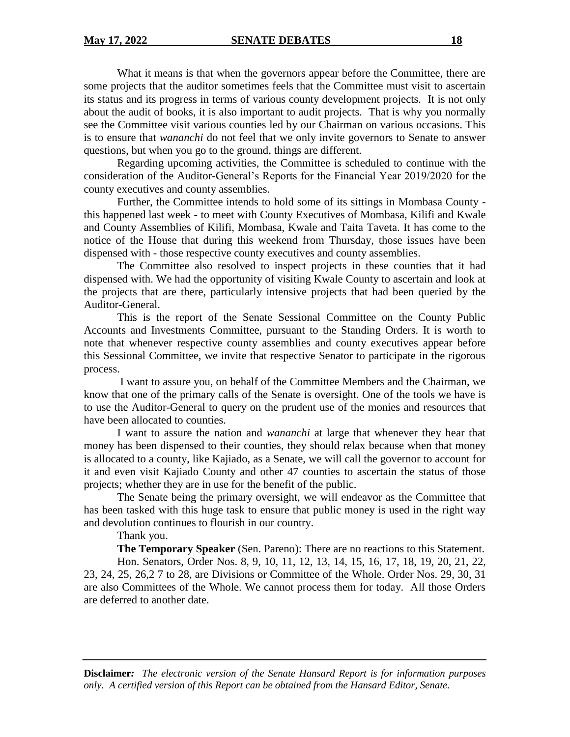What it means is that when the governors appear before the Committee, there are some projects that the auditor sometimes feels that the Committee must visit to ascertain its status and its progress in terms of various county development projects. It is not only about the audit of books, it is also important to audit projects. That is why you normally see the Committee visit various counties led by our Chairman on various occasions. This is to ensure that *wananchi* do not feel that we only invite governors to Senate to answer questions, but when you go to the ground, things are different.

Regarding upcoming activities, the Committee is scheduled to continue with the consideration of the Auditor-General's Reports for the Financial Year 2019/2020 for the county executives and county assemblies.

Further, the Committee intends to hold some of its sittings in Mombasa County - this happened last week - to meet with County Executives of Mombasa, Kilifi and Kwale and County Assemblies of Kilifi, Mombasa, Kwale and Taita Taveta. It has come to the notice of the House that during this weekend from Thursday, those issues have been dispensed with - those respective county executives and county assemblies.

The Committee also resolved to inspect projects in these counties that it had dispensed with. We had the opportunity of visiting Kwale County to ascertain and look at the projects that are there, particularly intensive projects that had been queried by the Auditor-General.

This is the report of the Senate Sessional Committee on the County Public Accounts and Investments Committee, pursuant to the Standing Orders. It is worth to note that whenever respective county assemblies and county executives appear before this Sessional Committee, we invite that respective Senator to participate in the rigorous process.

I want to assure you, on behalf of the Committee Members and the Chairman, we know that one of the primary calls of the Senate is oversight. One of the tools we have is to use the Auditor-General to query on the prudent use of the monies and resources that have been allocated to counties.

I want to assure the nation and *wananchi* at large that whenever they hear that money has been dispensed to their counties, they should relax because when that money is allocated to a county, like Kajiado, as a Senate, we will call the governor to account for it and even visit Kajiado County and other 47 counties to ascertain the status of those projects; whether they are in use for the benefit of the public.

The Senate being the primary oversight, we will endeavor as the Committee that has been tasked with this huge task to ensure that public money is used in the right way and devolution continues to flourish in our country.

Thank you.

**The Temporary Speaker** (Sen. Pareno): There are no reactions to this Statement.

Hon. Senators, Order Nos. 8, 9, 10, 11, 12, 13, 14, 15, 16, 17, 18, 19, 20, 21, 22, 23, 24, 25, 26,2 7 to 28, are Divisions or Committee of the Whole. Order Nos. 29, 30, 31 are also Committees of the Whole. We cannot process them for today. All those Orders are deferred to another date.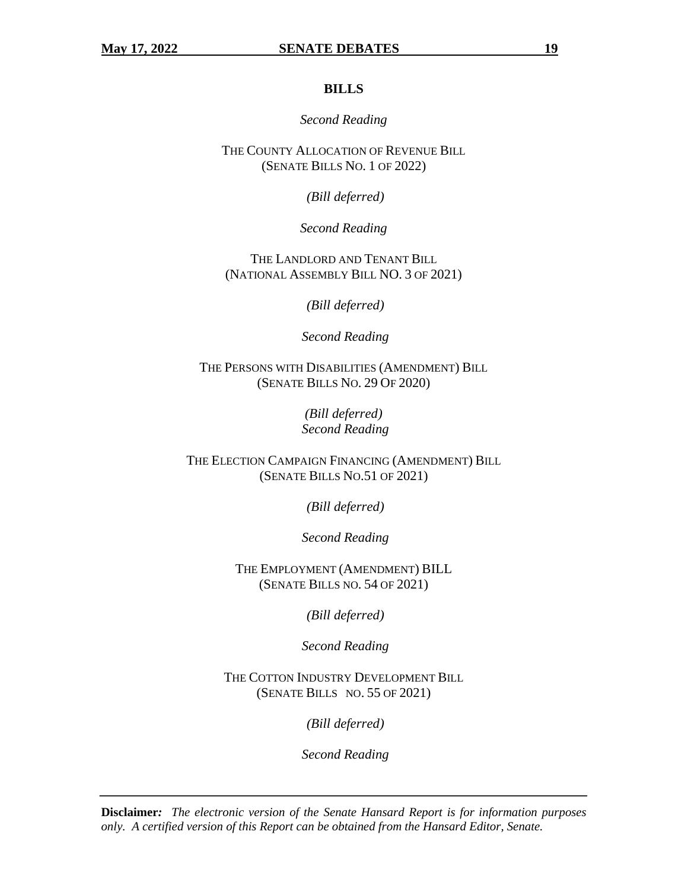## BILLS

*Second Reading*

THE COUNTY ALLOCATION OF REVENUE BILL
(SENATE BILLS NO. 1 OF 2022)

*(Bill deferred)*

*Second Reading*

THE LANDLORD AND TENANT BILL
(NATIONAL ASSEMBLY BILL NO. 3 OF 2021)

*(Bill deferred)*

*Second Reading*

THE PERSONS WITH DISABILITIES (AMENDMENT) BILL
(SENATE BILLS NO. 29 OF 2020)

*(Bill deferred)*
*Second Reading*

THE ELECTION CAMPAIGN FINANCING (AMENDMENT) BILL
(SENATE BILLS NO.51 OF 2021)

*(Bill deferred)*

*Second Reading*

THE EMPLOYMENT (AMENDMENT) BILL
(SENATE BILLS NO. 54 OF 2021)

*(Bill deferred)*

*Second Reading*

THE COTTON INDUSTRY DEVELOPMENT BILL
(SENATE BILLS NO. 55 OF 2021)

*(Bill deferred)*

*Second Reading*

**Disclaimer:** *The electronic version of the Senate Hansard Report is for information purposes only. A certified version of this Report can be obtained from the Hansard Editor, Senate.*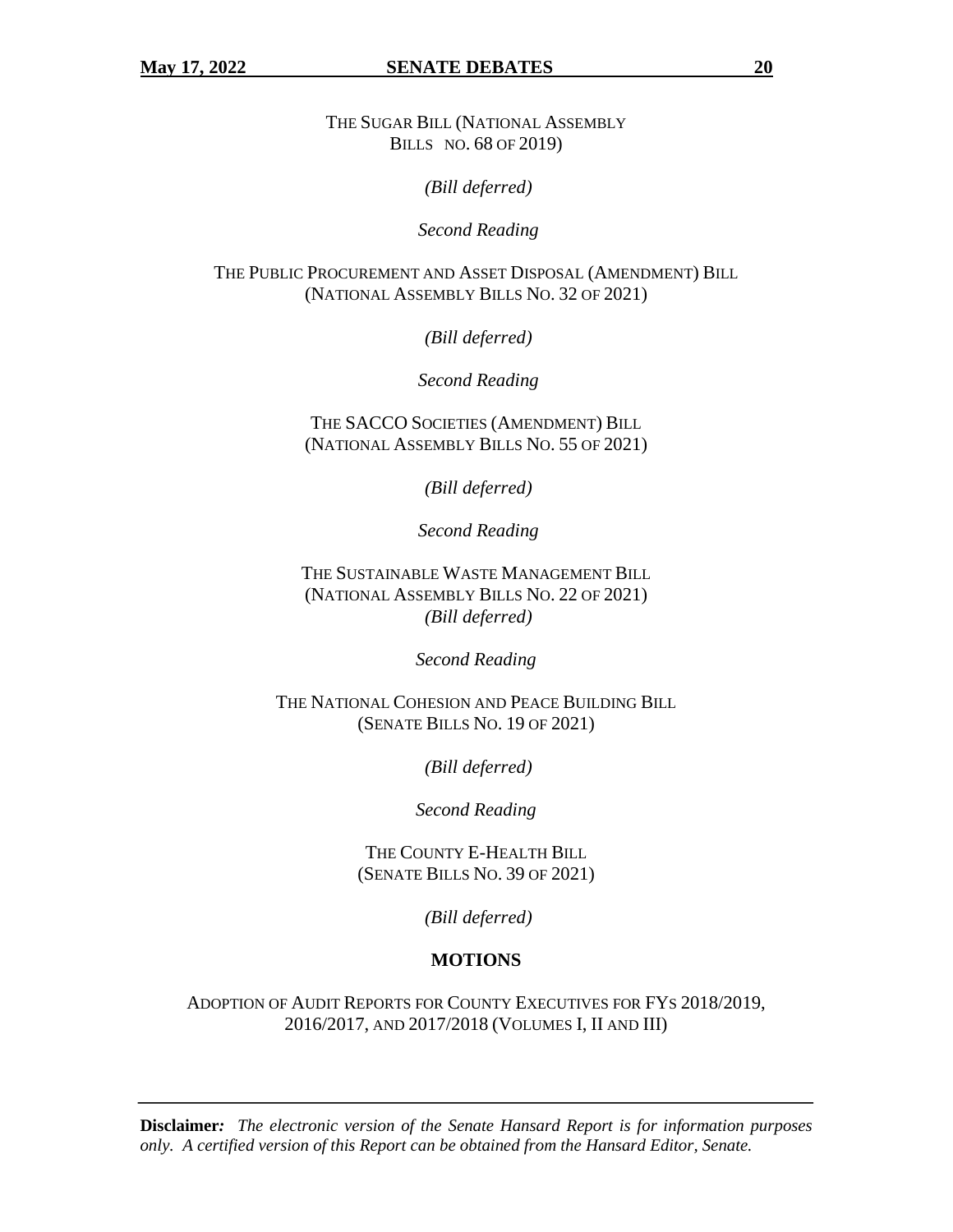THE SUGAR BILL (NATIONAL ASSEMBLY BILLS NO. 68 OF 2019)

*(Bill deferred)*

*Second Reading*

THE PUBLIC PROCUREMENT AND ASSET DISPOSAL (AMENDMENT) BILL (NATIONAL ASSEMBLY BILLS NO. 32 OF 2021)

*(Bill deferred)*

*Second Reading*

THE SACCO SOCIETIES (AMENDMENT) BILL (NATIONAL ASSEMBLY BILLS NO. 55 OF 2021)

*(Bill deferred)*

*Second Reading*

THE SUSTAINABLE WASTE MANAGEMENT BILL (NATIONAL ASSEMBLY BILLS NO. 22 OF 2021)
*(Bill deferred)*

*Second Reading*

THE NATIONAL COHESION AND PEACE BUILDING BILL (SENATE BILLS NO. 19 OF 2021)

*(Bill deferred)*

*Second Reading*

THE COUNTY E-HEALTH BILL (SENATE BILLS NO. 39 OF 2021)

*(Bill deferred)*

## MOTIONS

ADOPTION OF AUDIT REPORTS FOR COUNTY EXECUTIVES FOR FYS 2018/2019, 2016/2017, AND 2017/2018 (VOLUMES I, II AND III)

**Disclaimer:** *The electronic version of the Senate Hansard Report is for information purposes only. A certified version of this Report can be obtained from the Hansard Editor, Senate.*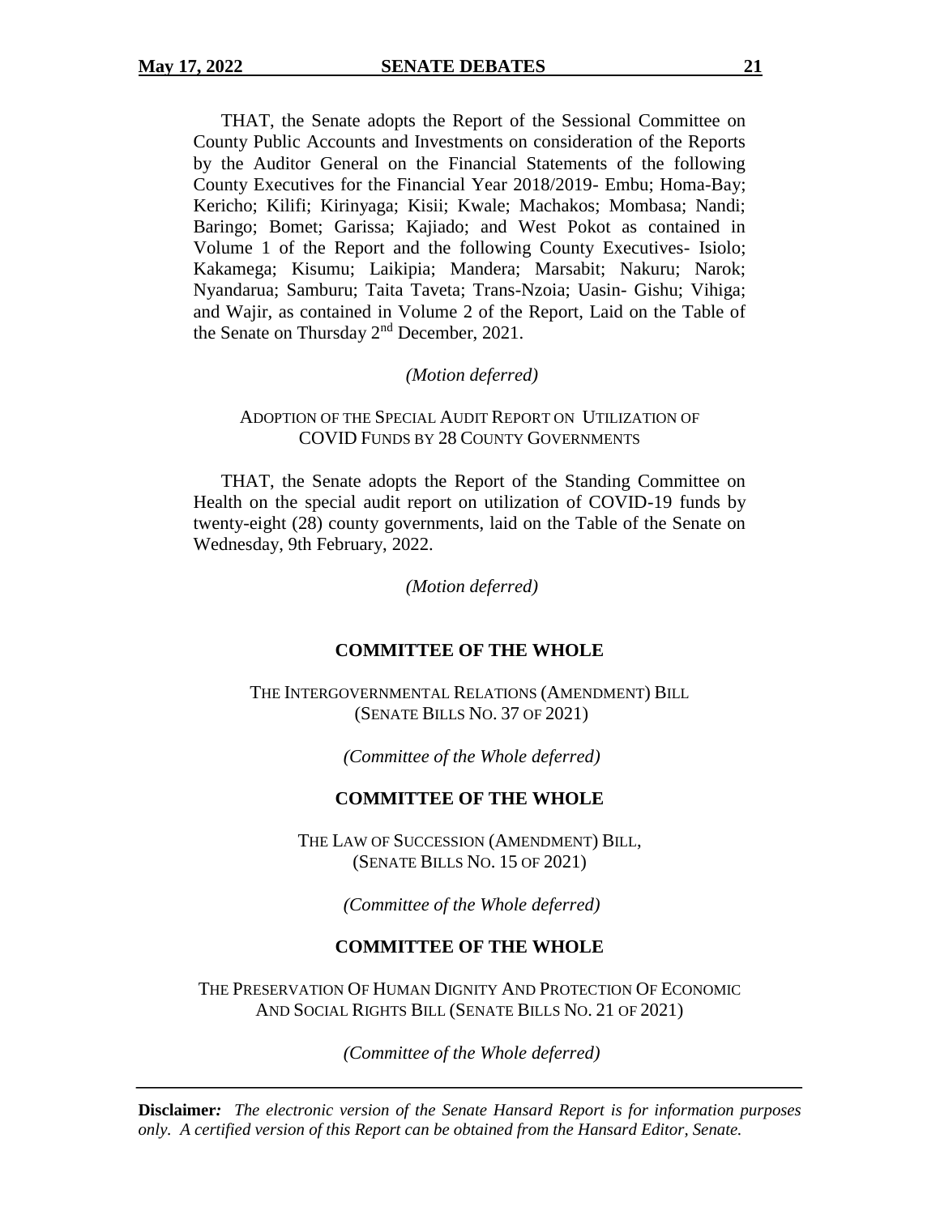THAT, the Senate adopts the Report of the Sessional Committee on County Public Accounts and Investments on consideration of the Reports by the Auditor General on the Financial Statements of the following County Executives for the Financial Year 2018/2019- Embu; Homa-Bay; Kericho; Kilifi; Kirinyaga; Kisii; Kwale; Machakos; Mombasa; Nandi; Baringo; Bomet; Garissa; Kajiado; and West Pokot as contained in Volume 1 of the Report and the following County Executives- Isiolo; Kakamega; Kisumu; Laikipia; Mandera; Marsabit; Nakuru; Narok; Nyandarua; Samburu; Taita Taveta; Trans-Nzoia; Uasin- Gishu; Vihiga; and Wajir, as contained in Volume 2 of the Report, Laid on the Table of the Senate on Thursday 2nd December, 2021.

*(Motion deferred)*

ADOPTION OF THE SPECIAL AUDIT REPORT ON UTILIZATION OF COVID FUNDS BY 28 COUNTY GOVERNMENTS

THAT, the Senate adopts the Report of the Standing Committee on Health on the special audit report on utilization of COVID-19 funds by twenty-eight (28) county governments, laid on the Table of the Senate on Wednesday, 9th February, 2022.

*(Motion deferred)*

## COMMITTEE OF THE WHOLE

THE INTERGOVERNMENTAL RELATIONS (AMENDMENT) BILL (SENATE BILLS NO. 37 OF 2021)

*(Committee of the Whole deferred)*

## COMMITTEE OF THE WHOLE

THE LAW OF SUCCESSION (AMENDMENT) BILL, (SENATE BILLS NO. 15 OF 2021)

*(Committee of the Whole deferred)*

## COMMITTEE OF THE WHOLE

THE PRESERVATION OF HUMAN DIGNITY AND PROTECTION OF ECONOMIC AND SOCIAL RIGHTS BILL (SENATE BILLS NO. 21 OF 2021)

*(Committee of the Whole deferred)*

**Disclaimer:** *The electronic version of the Senate Hansard Report is for information purposes only. A certified version of this Report can be obtained from the Hansard Editor, Senate.*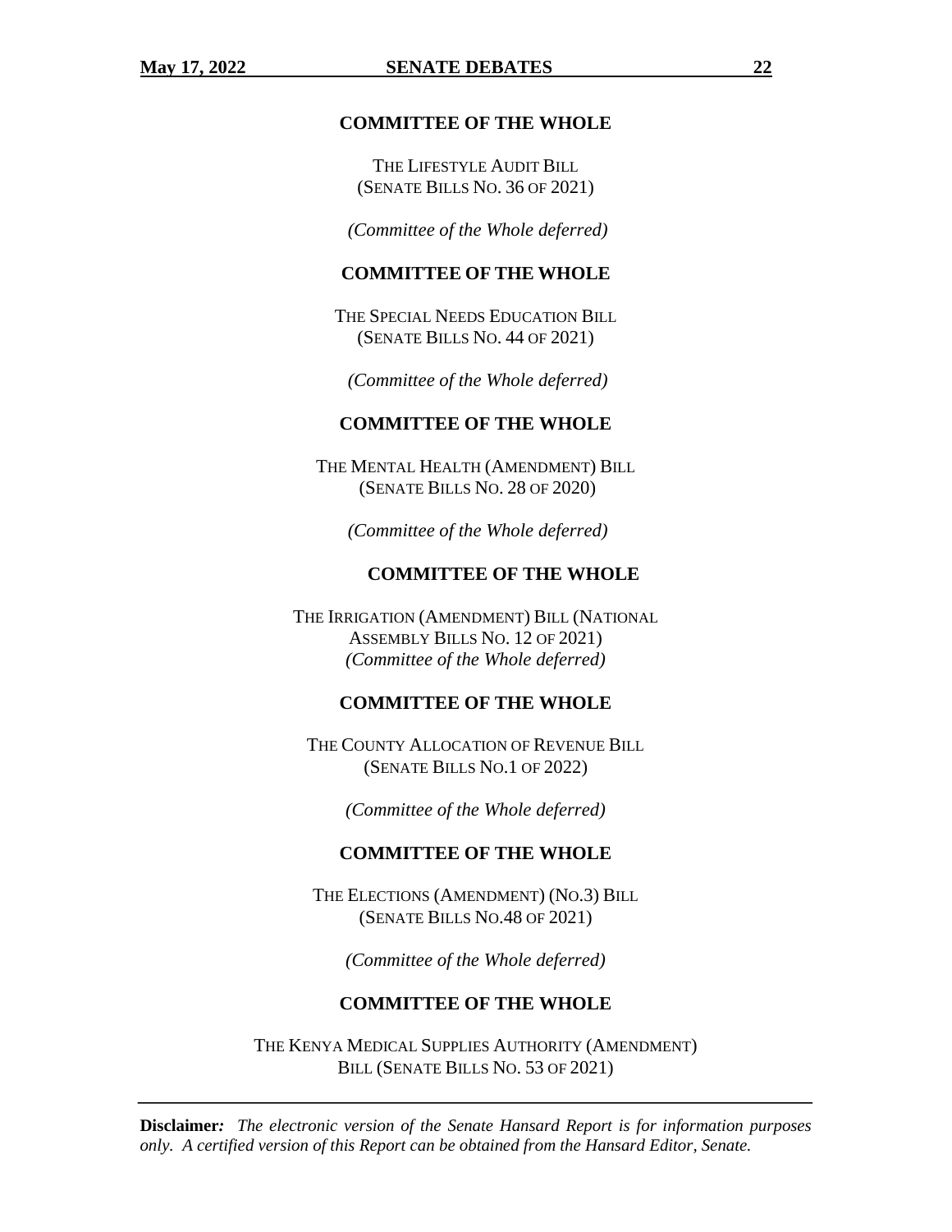## COMMITTEE OF THE WHOLE

THE LIFESTYLE AUDIT BILL
(SENATE BILLS NO. 36 OF 2021)

*(Committee of the Whole deferred)*

## COMMITTEE OF THE WHOLE

THE SPECIAL NEEDS EDUCATION BILL
(SENATE BILLS NO. 44 OF 2021)

*(Committee of the Whole deferred)*

## COMMITTEE OF THE WHOLE

THE MENTAL HEALTH (AMENDMENT) BILL
(SENATE BILLS NO. 28 OF 2020)

*(Committee of the Whole deferred)*

## COMMITTEE OF THE WHOLE

THE IRRIGATION (AMENDMENT) BILL (NATIONAL ASSEMBLY BILLS NO. 12 OF 2021)
*(Committee of the Whole deferred)*

## COMMITTEE OF THE WHOLE

THE COUNTY ALLOCATION OF REVENUE BILL
(SENATE BILLS NO.1 OF 2022)

*(Committee of the Whole deferred)*

## COMMITTEE OF THE WHOLE

THE ELECTIONS (AMENDMENT) (NO.3) BILL
(SENATE BILLS NO.48 OF 2021)

*(Committee of the Whole deferred)*

## COMMITTEE OF THE WHOLE

THE KENYA MEDICAL SUPPLIES AUTHORITY (AMENDMENT) BILL (SENATE BILLS NO. 53 OF 2021)

---

**Disclaimer:** *The electronic version of the Senate Hansard Report is for information purposes only. A certified version of this Report can be obtained from the Hansard Editor, Senate.*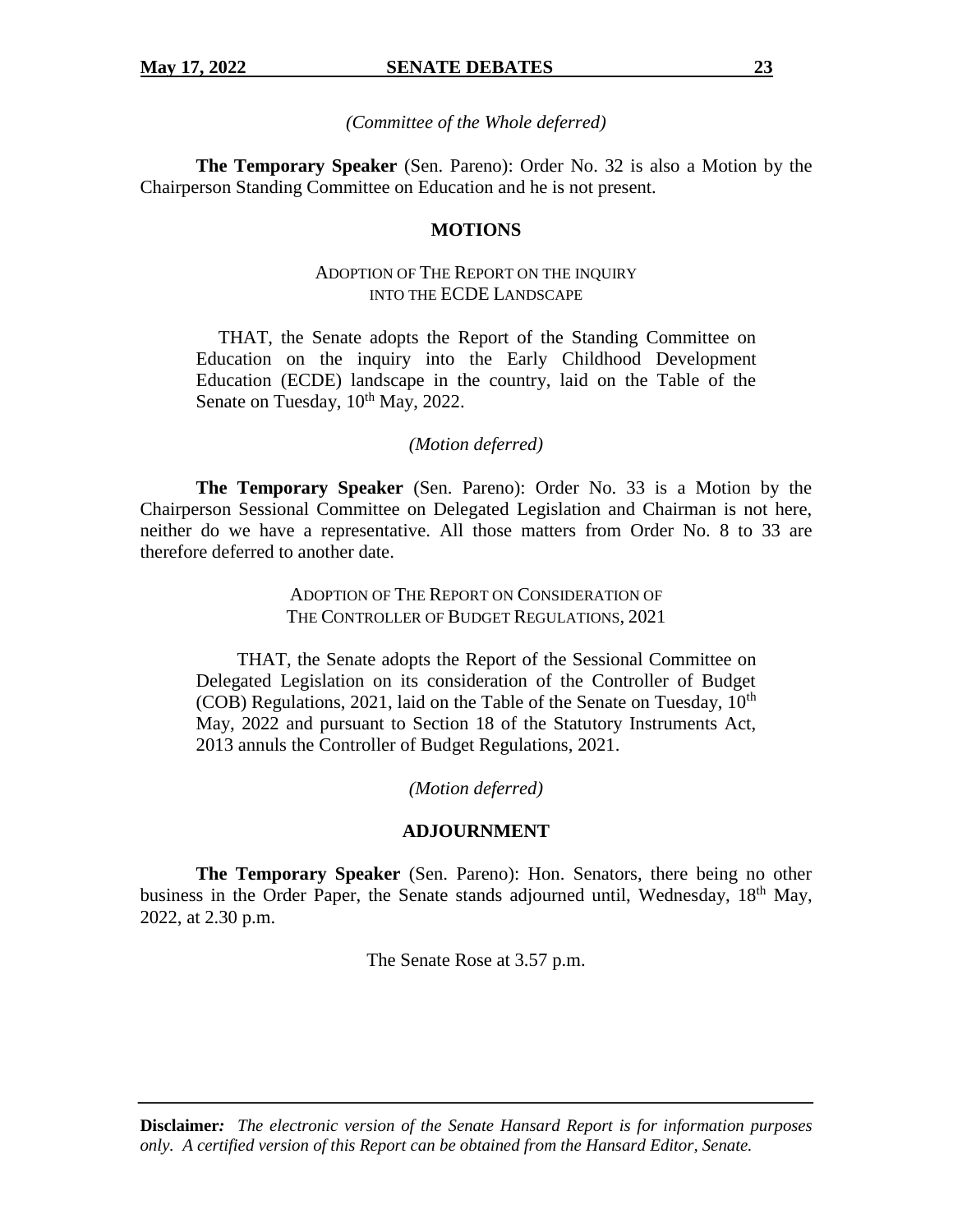*(Committee of the Whole deferred)*

**The Temporary Speaker** (Sen. Pareno): Order No. 32 is also a Motion by the Chairperson Standing Committee on Education and he is not present.

## MOTIONS

### ADOPTION OF THE REPORT ON THE INQUIRY INTO THE ECDE LANDSCAPE

THAT, the Senate adopts the Report of the Standing Committee on Education on the inquiry into the Early Childhood Development Education (ECDE) landscape in the country, laid on the Table of the Senate on Tuesday, 10th May, 2022.

*(Motion deferred)*

**The Temporary Speaker** (Sen. Pareno): Order No. 33 is a Motion by the Chairperson Sessional Committee on Delegated Legislation and Chairman is not here, neither do we have a representative. All those matters from Order No. 8 to 33 are therefore deferred to another date.

### ADOPTION OF THE REPORT ON CONSIDERATION OF THE CONTROLLER OF BUDGET REGULATIONS, 2021

THAT, the Senate adopts the Report of the Sessional Committee on Delegated Legislation on its consideration of the Controller of Budget (COB) Regulations, 2021, laid on the Table of the Senate on Tuesday, 10th May, 2022 and pursuant to Section 18 of the Statutory Instruments Act, 2013 annuls the Controller of Budget Regulations, 2021.

*(Motion deferred)*

## ADJOURNMENT

**The Temporary Speaker** (Sen. Pareno): Hon. Senators, there being no other business in the Order Paper, the Senate stands adjourned until, Wednesday, 18th May, 2022, at 2.30 p.m.

The Senate Rose at 3.57 p.m.

**Disclaimer:** *The electronic version of the Senate Hansard Report is for information purposes only. A certified version of this Report can be obtained from the Hansard Editor, Senate.*